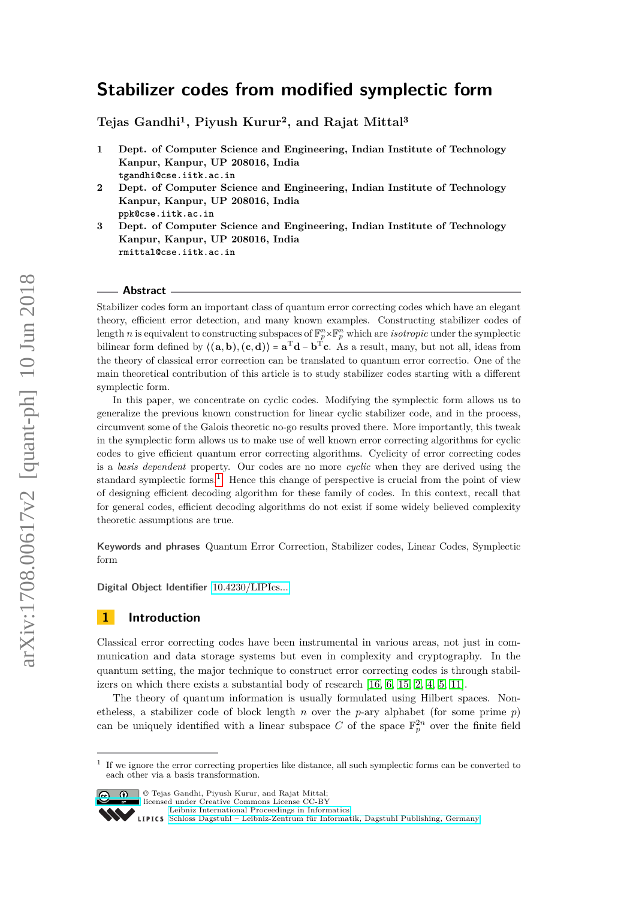# Stabilizer codes from modified symplectic form

**Tejas Gandhi[1], Piyush Kurur[2], and Rajat Mittal[3]**

1 **Dept. of Computer Science and Engineering, Indian Institute of Technology Kanpur, Kanpur, UP 208016, India**
`tgandhi@cse.iitk.ac.in`

2 **Dept. of Computer Science and Engineering, Indian Institute of Technology Kanpur, Kanpur, UP 208016, India**
`ppk@cse.iitk.ac.in`

3 **Dept. of Computer Science and Engineering, Indian Institute of Technology Kanpur, Kanpur, UP 208016, India**
`rmittal@cse.iitk.ac.in`

## Abstract

Stabilizer codes form an important class of quantum error correcting codes which have an elegant theory, efficient error detection, and many known examples. Constructing stabilizer codes of length $n$ is equivalent to constructing subspaces of $\mathbb{F}_p^n \times \mathbb{F}_p^n$ which are *isotropic* under the symplectic bilinear form defined by $\langle(\mathbf{a},\mathbf{b}),(\mathbf{c},\mathbf{d})\rangle = \mathbf{a}^{\mathrm{T}}\mathbf{d} - \mathbf{b}^{\mathrm{T}}\mathbf{c}$. As a result, many, but not all, ideas from the theory of classical error correction can be translated to quantum error correctio. One of the main theoretical contribution of this article is to study stabilizer codes starting with a different symplectic form.

In this paper, we concentrate on cyclic codes. Modifying the symplectic form allows us to generalize the previous known construction for linear cyclic stabilizer code, and in the process, circumvent some of the Galois theoretic no-go results proved there. More importantly, this tweak in the symplectic form allows us to make use of well known error correcting algorithms for cyclic codes to give efficient quantum error correcting algorithms. Cyclicity of error correcting codes is a *basis dependent* property. Our codes are no more *cyclic* when they are derived using the standard symplectic forms[1]. Hence this change of perspective is crucial from the point of view of designing efficient decoding algorithm for these family of codes. In this context, recall that for general codes, efficient decoding algorithms do not exist if some widely believed complexity theoretic assumptions are true.

**Keywords and phrases** Quantum Error Correction, Stabilizer codes, Linear Codes, Symplectic form

**Digital Object Identifier** 10.4230/LIPIcs...

## 1 Introduction

Classical error correcting codes have been instrumental in various areas, not just in communication and data storage systems but even in complexity and cryptography. In the quantum setting, the major technique to construct error correcting codes is through stabilizers on which there exists a substantial body of research [16, 6, 15, 2, 4, 5, 11].

The theory of quantum information is usually formulated using Hilbert spaces. Nonetheless, a stabilizer code of block length $n$ over the $p$-ary alphabet (for some prime $p$) can be uniquely identified with a linear subspace $C$ of the space $\mathbb{F}_p^{2n}$ over the finite field

[1] If we ignore the error correcting properties like distance, all such symplectic forms can be converted to each other via a basis transformation.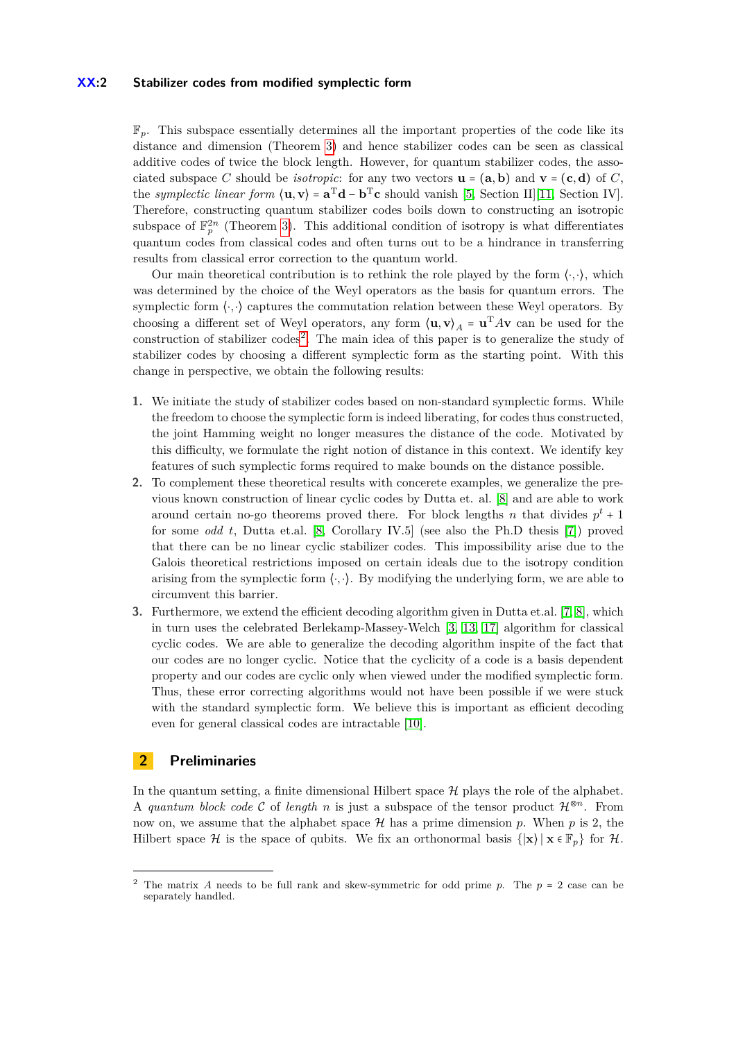$\mathbb{F}_p$. This subspace essentially determines all the important properties of the code like its distance and dimension (Theorem 3) and hence stabilizer codes can be seen as classical additive codes of twice the block length. However, for quantum stabilizer codes, the associated subspace $C$ should be *isotropic*: for any two vectors $\mathbf{u} = (\mathbf{a}, \mathbf{b})$ and $\mathbf{v} = (\mathbf{c}, \mathbf{d})$ of $C$, the *symplectic linear form* $\langle \mathbf{u}, \mathbf{v} \rangle = \mathbf{a}^{\mathrm{T}}\mathbf{d} - \mathbf{b}^{\mathrm{T}}\mathbf{c}$ should vanish [5, Section II][11, Section IV]. Therefore, constructing quantum stabilizer codes boils down to constructing an isotropic subspace of $\mathbb{F}_p^{2n}$ (Theorem 3). This additional condition of isotropy is what differentiates quantum codes from classical codes and often turns out to be a hindrance in transferring results from classical error correction to the quantum world.

Our main theoretical contribution is to rethink the role played by the form $\langle \cdot, \cdot \rangle$, which was determined by the choice of the Weyl operators as the basis for quantum errors. The symplectic form $\langle \cdot, \cdot \rangle$ captures the commutation relation between these Weyl operators. By choosing a different set of Weyl operators, any form $\langle \mathbf{u}, \mathbf{v} \rangle_A = \mathbf{u}^{\mathrm{T}} A \mathbf{v}$ can be used for the construction of stabilizer codes[2]. The main idea of this paper is to generalize the study of stabilizer codes by choosing a different symplectic form as the starting point. With this change in perspective, we obtain the following results:

1. We initiate the study of stabilizer codes based on non-standard symplectic forms. While the freedom to choose the symplectic form is indeed liberating, for codes thus constructed, the joint Hamming weight no longer measures the distance of the code. Motivated by this difficulty, we formulate the right notion of distance in this context. We identify key features of such symplectic forms required to make bounds on the distance possible.
2. To complement these theoretical results with concerete examples, we generalize the previous known construction of linear cyclic codes by Dutta et. al. [8] and are able to work around certain no-go theorems proved there. For block lengths $n$ that divides $p^t + 1$ for some *odd* $t$, Dutta et.al. [8, Corollary IV.5] (see also the Ph.D thesis [7]) proved that there can be no linear cyclic stabilizer codes. This impossibility arise due to the Galois theoretical restrictions imposed on certain ideals due to the isotropy condition arising from the symplectic form $\langle \cdot, \cdot \rangle$. By modifying the underlying form, we are able to circumvent this barrier.
3. Furthermore, we extend the efficient decoding algorithm given in Dutta et.al. [7, 8], which in turn uses the celebrated Berlekamp-Massey-Welch [3, 13, 17] algorithm for classical cyclic codes. We are able to generalize the decoding algorithm inspite of the fact that our codes are no longer cyclic. Notice that the cyclicity of a code is a basis dependent property and our codes are cyclic only when viewed under the modified symplectic form. Thus, these error correcting algorithms would not have been possible if we were stuck with the standard symplectic form. We believe this is important as efficient decoding even for general classical codes are intractable [10].

## 2 Preliminaries

In the quantum setting, a finite dimensional Hilbert space $\mathcal{H}$ plays the role of the alphabet. A *quantum block code* $\mathcal{C}$ of *length* $n$ is just a subspace of the tensor product $\mathcal{H}^{\otimes n}$. From now on, we assume that the alphabet space $\mathcal{H}$ has a prime dimension $p$. When $p$ is 2, the Hilbert space $\mathcal{H}$ is the space of qubits. We fix an orthonormal basis $\{|\mathbf{x}\rangle \mid \mathbf{x} \in \mathbb{F}_p\}$ for $\mathcal{H}$.

[2] The matrix $A$ needs to be full rank and skew-symmetric for odd prime $p$. The $p = 2$ case can be separately handled.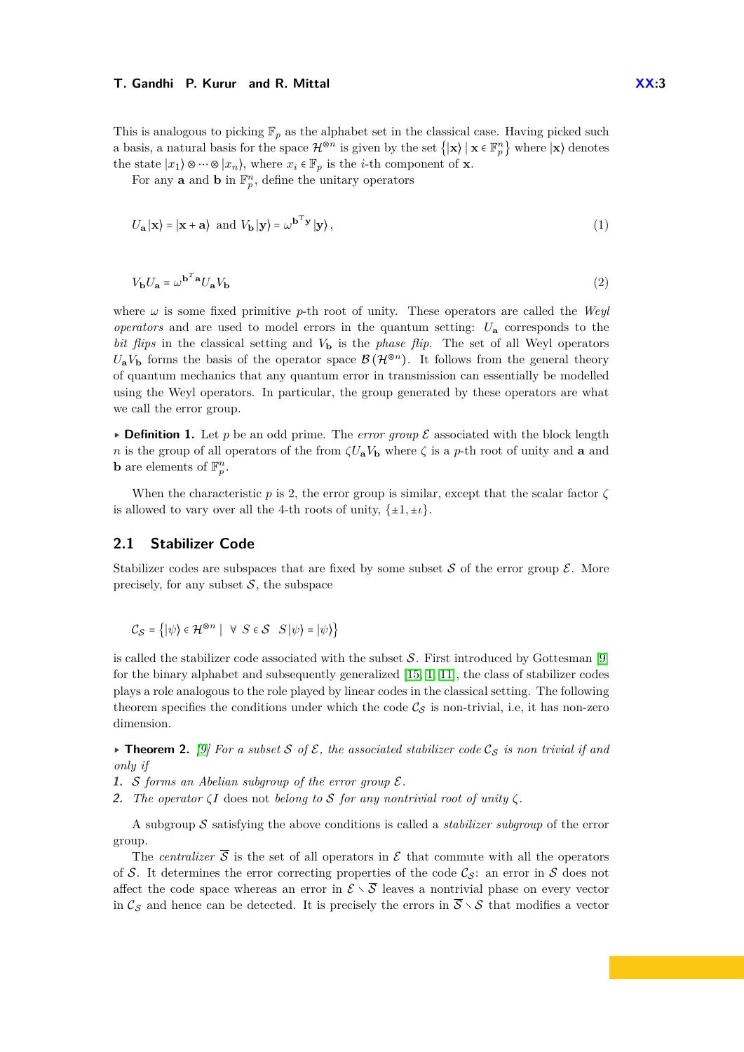This is analogous to picking $\mathbb{F}_p$ as the alphabet set in the classical case. Having picked such a basis, a natural basis for the space $\mathcal{H}^{\otimes n}$ is given by the set $\left\{|\mathbf{x}\rangle \mid \mathbf{x} \in \mathbb{F}_p^n\right\}$ where $|\mathbf{x}\rangle$ denotes the state $|x_1\rangle \otimes \cdots \otimes |x_n\rangle$, where $x_i \in \mathbb{F}_p$ is the $i$-th component of $\mathbf{x}$.

For any $\mathbf{a}$ and $\mathbf{b}$ in $\mathbb{F}_p^n$, define the unitary operators

$$U_{\mathbf{a}} |\mathbf{x}\rangle = |\mathbf{x} + \mathbf{a}\rangle \ \text{ and } \ V_{\mathbf{b}} |\mathbf{y}\rangle = \omega^{\mathbf{b}^{\mathrm{T}}\mathbf{y}} |\mathbf{y}\rangle, \tag{1}$$

$$V_{\mathbf{b}} U_{\mathbf{a}} = \omega^{\mathbf{b}^T\mathbf{a}} U_{\mathbf{a}} V_{\mathbf{b}} \tag{2}$$

where $\omega$ is some fixed primitive $p$-th root of unity. These operators are called the *Weyl operators* and are used to model errors in the quantum setting: $U_{\mathbf{a}}$ corresponds to the *bit flips* in the classical setting and $V_{\mathbf{b}}$ is the *phase flip*. The set of all Weyl operators $U_{\mathbf{a}} V_{\mathbf{b}}$ forms the basis of the operator space $\mathcal{B}\left(\mathcal{H}^{\otimes n}\right)$. It follows from the general theory of quantum mechanics that any quantum error in transmission can essentially be modelled using the Weyl operators. In particular, the group generated by these operators are what we call the error group.

▸ **Definition 1.** Let $p$ be an odd prime. The *error group* $\mathcal{E}$ associated with the block length $n$ is the group of all operators of the from $\zeta U_{\mathbf{a}} V_{\mathbf{b}}$ where $\zeta$ is a $p$-th root of unity and $\mathbf{a}$ and $\mathbf{b}$ are elements of $\mathbb{F}_p^n$.

When the characteristic $p$ is 2, the error group is similar, except that the scalar factor $\zeta$ is allowed to vary over all the 4-th roots of unity, $\{\pm 1, \pm\iota\}$.

## 2.1 Stabilizer Code

Stabilizer codes are subspaces that are fixed by some subset $\mathcal{S}$ of the error group $\mathcal{E}$. More precisely, for any subset $\mathcal{S}$, the subspace

$$\mathcal{C}_{\mathcal{S}} = \left\{|\psi\rangle \in \mathcal{H}^{\otimes n} \mid \ \forall \ S \in \mathcal{S} \ \ S|\psi\rangle = |\psi\rangle\right\}$$

is called the stabilizer code associated with the subset $\mathcal{S}$. First introduced by Gottesman [9] for the binary alphabet and subsequently generalized [15, 1, 11], the class of stabilizer codes plays a role analogous to the role played by linear codes in the classical setting. The following theorem specifies the conditions under which the code $\mathcal{C}_{\mathcal{S}}$ is non-trivial, i.e, it has non-zero dimension.

▸ **Theorem 2.** *[9] For a subset $\mathcal{S}$ of $\mathcal{E}$, the associated stabilizer code $\mathcal{C}_{\mathcal{S}}$ is non trivial if and only if*

1. *$\mathcal{S}$ forms an Abelian subgroup of the error group $\mathcal{E}$.*
2. *The operator $\zeta I$* does not *belong to $\mathcal{S}$ for any nontrivial root of unity $\zeta$.*

A subgroup $\mathcal{S}$ satisfying the above conditions is called a *stabilizer subgroup* of the error group.

The *centralizer* $\overline{\mathcal{S}}$ is the set of all operators in $\mathcal{E}$ that commute with all the operators of $\mathcal{S}$. It determines the error correcting properties of the code $\mathcal{C}_{\mathcal{S}}$: an error in $\mathcal{S}$ does not affect the code space whereas an error in $\mathcal{E} \setminus \overline{\mathcal{S}}$ leaves a nontrivial phase on every vector in $\mathcal{C}_{\mathcal{S}}$ and hence can be detected. It is precisely the errors in $\overline{\mathcal{S}} \setminus \mathcal{S}$ that modifies a vector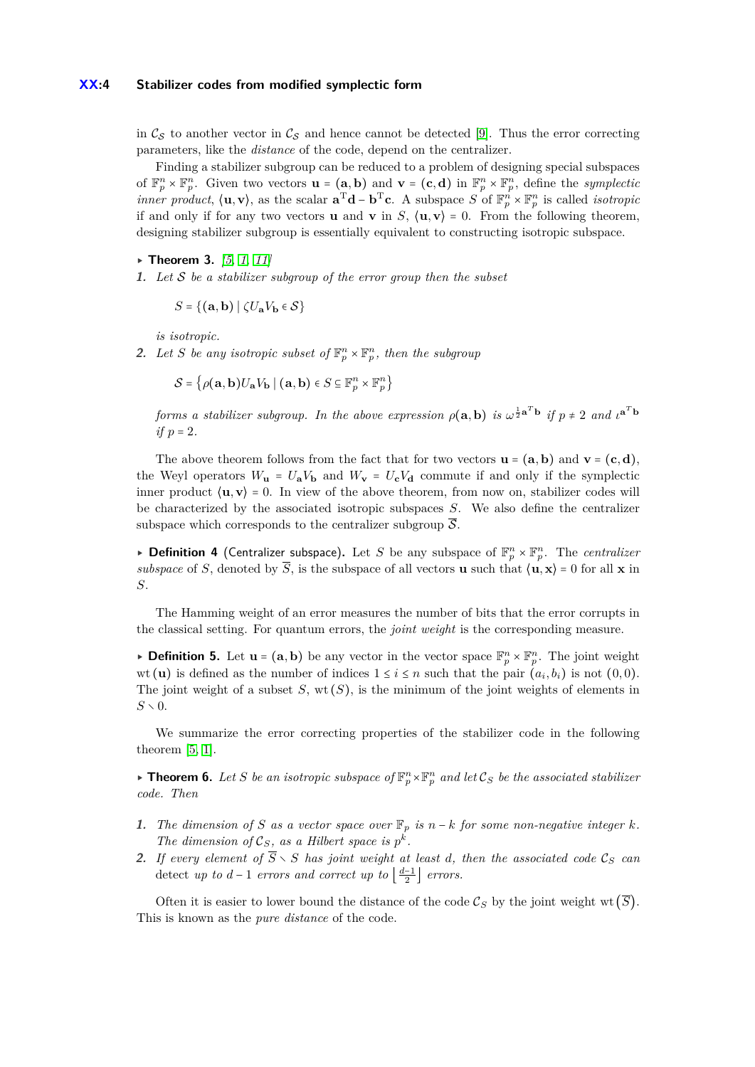in $\mathcal{C_S}$ to another vector in $\mathcal{C_S}$ and hence cannot be detected [9]. Thus the error correcting parameters, like the *distance* of the code, depend on the centralizer.

Finding a stabilizer subgroup can be reduced to a problem of designing special subspaces of $\mathbb{F}_p^n \times \mathbb{F}_p^n$. Given two vectors $\mathbf{u} = (\mathbf{a}, \mathbf{b})$ and $\mathbf{v} = (\mathbf{c}, \mathbf{d})$ in $\mathbb{F}_p^n \times \mathbb{F}_p^n$, define the *symplectic inner product*, $\langle \mathbf{u}, \mathbf{v} \rangle$, as the scalar $\mathbf{a}^{\mathrm{T}}\mathbf{d} - \mathbf{b}^{\mathrm{T}}\mathbf{c}$. A subspace $S$ of $\mathbb{F}_p^n \times \mathbb{F}_p^n$ is called *isotropic* if and only if for any two vectors $\mathbf{u}$ and $\mathbf{v}$ in $S$, $\langle \mathbf{u}, \mathbf{v} \rangle = 0$. From the following theorem, designing stabilizer subgroup is essentially equivalent to constructing isotropic subspace.

**Theorem 3.** *[5, 1, 11]*

1. *Let $\mathcal{S}$ be a stabilizer subgroup of the error group then the subset*

   $$S = \{(\mathbf{a}, \mathbf{b}) \mid \zeta U_{\mathbf{a}} V_{\mathbf{b}} \in \mathcal{S}\}$$

   *is isotropic.*

2. *Let $S$ be any isotropic subset of $\mathbb{F}_p^n \times \mathbb{F}_p^n$, then the subgroup*

   $$\mathcal{S} = \left\{\rho(\mathbf{a}, \mathbf{b}) U_{\mathbf{a}} V_{\mathbf{b}} \mid (\mathbf{a}, \mathbf{b}) \in S \subseteq \mathbb{F}_p^n \times \mathbb{F}_p^n\right\}$$

   *forms a stabilizer subgroup. In the above expression $\rho(\mathbf{a}, \mathbf{b})$ is $\omega^{\frac{1}{2}\mathbf{a}^T\mathbf{b}}$ if $p \neq 2$ and $\iota^{\mathbf{a}^T\mathbf{b}}$ if $p = 2$.*

The above theorem follows from the fact that for two vectors $\mathbf{u} = (\mathbf{a}, \mathbf{b})$ and $\mathbf{v} = (\mathbf{c}, \mathbf{d})$, the Weyl operators $W_{\mathbf{u}} = U_{\mathbf{a}} V_{\mathbf{b}}$ and $W_{\mathbf{v}} = U_{\mathbf{c}} V_{\mathbf{d}}$ commute if and only if the symplectic inner product $\langle \mathbf{u}, \mathbf{v} \rangle = 0$. In view of the above theorem, from now on, stabilizer codes will be characterized by the associated isotropic subspaces $S$. We also define the centralizer subspace which corresponds to the centralizer subgroup $\overline{\mathcal{S}}$.

**Definition 4** (Centralizer subspace)**.** Let $S$ be any subspace of $\mathbb{F}_p^n \times \mathbb{F}_p^n$. The *centralizer subspace* of $S$, denoted by $\overline{S}$, is the subspace of all vectors $\mathbf{u}$ such that $\langle \mathbf{u}, \mathbf{x} \rangle = 0$ for all $\mathbf{x}$ in $S$.

The Hamming weight of an error measures the number of bits that the error corrupts in the classical setting. For quantum errors, the *joint weight* is the corresponding measure.

**Definition 5.** Let $\mathbf{u} = (\mathbf{a}, \mathbf{b})$ be any vector in the vector space $\mathbb{F}_p^n \times \mathbb{F}_p^n$. The joint weight $\mathrm{wt}(\mathbf{u})$ is defined as the number of indices $1 \leq i \leq n$ such that the pair $(a_i, b_i)$ is not $(0, 0)$. The joint weight of a subset $S$, $\mathrm{wt}(S)$, is the minimum of the joint weights of elements in $S \setminus 0$.

We summarize the error correcting properties of the stabilizer code in the following theorem [5, 1].

**Theorem 6.** *Let $S$ be an isotropic subspace of $\mathbb{F}_p^n \times \mathbb{F}_p^n$ and let $\mathcal{C}_S$ be the associated stabilizer code. Then*

1. *The dimension of $S$ as a vector space over $\mathbb{F}_p$ is $n - k$ for some non-negative integer $k$. The dimension of $\mathcal{C}_S$, as a Hilbert space is $p^k$.*
2. *If every element of $\overline{S} \setminus S$ has joint weight at least $d$, then the associated code $\mathcal{C}_S$ can detect up to $d - 1$ errors and correct up to $\left\lfloor \frac{d-1}{2} \right\rfloor$ errors.*

Often it is easier to lower bound the distance of the code $\mathcal{C}_S$ by the joint weight $\mathrm{wt}\left(\overline{S}\right)$. This is known as the *pure distance* of the code.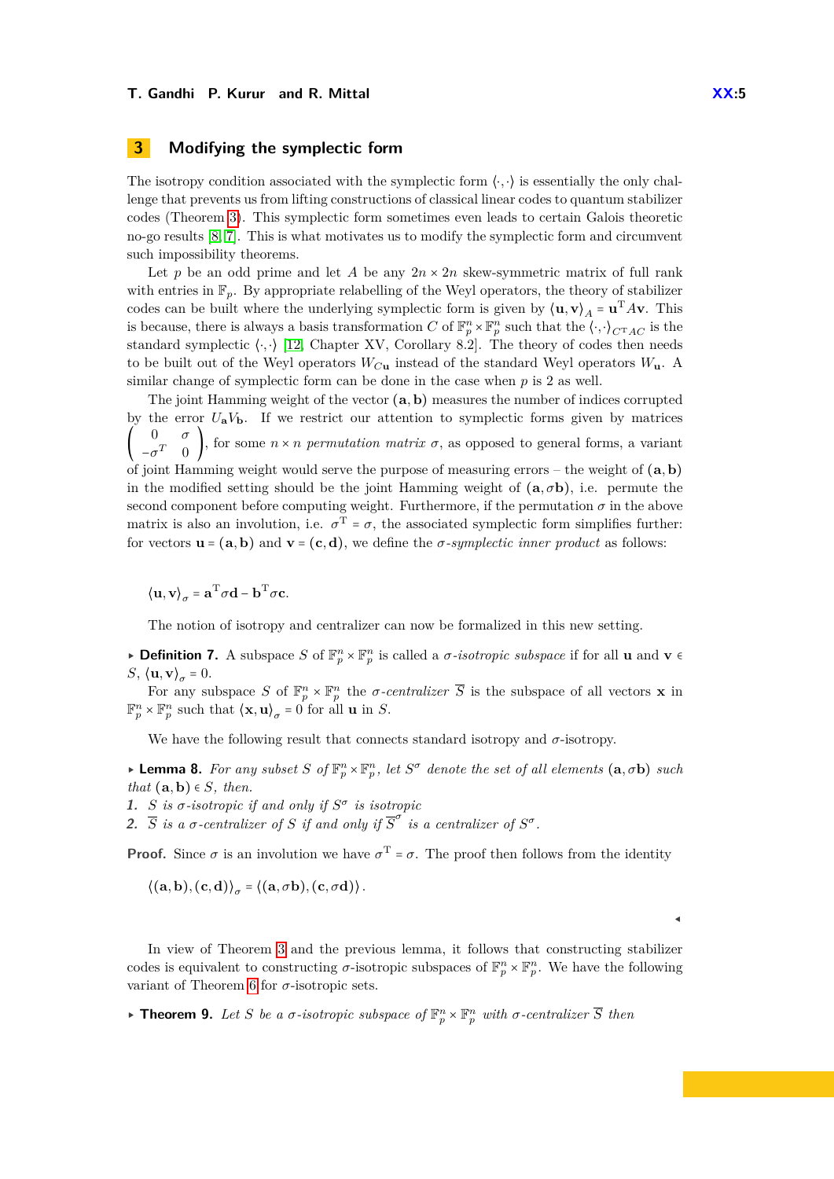## 3 Modifying the symplectic form

The isotropy condition associated with the symplectic form $\langle\cdot,\cdot\rangle$ is essentially the only challenge that prevents us from lifting constructions of classical linear codes to quantum stabilizer codes (Theorem 3). This symplectic form sometimes even leads to certain Galois theoretic no-go results [8, 7]. This is what motivates us to modify the symplectic form and circumvent such impossibility theorems.

Let $p$ be an odd prime and let $A$ be any $2n \times 2n$ skew-symmetric matrix of full rank with entries in $\mathbb{F}_p$. By appropriate relabelling of the Weyl operators, the theory of stabilizer codes can be built where the underlying symplectic form is given by $\langle \mathbf{u}, \mathbf{v}\rangle_A = \mathbf{u}^{\mathrm{T}} A \mathbf{v}$. This is because, there is always a basis transformation $C$ of $\mathbb{F}_p^n \times \mathbb{F}_p^n$ such that the $\langle\cdot,\cdot\rangle_{C^{\mathrm{T}}AC}$ is the standard symplectic $\langle\cdot,\cdot\rangle$ [12, Chapter XV, Corollary 8.2]. The theory of codes then needs to be built out of the Weyl operators $W_{C\mathbf{u}}$ instead of the standard Weyl operators $W_{\mathbf{u}}$. A similar change of symplectic form can be done in the case when $p$ is 2 as well.

The joint Hamming weight of the vector $(\mathbf{a}, \mathbf{b})$ measures the number of indices corrupted by the error $U_{\mathbf{a}} V_{\mathbf{b}}$. If we restrict our attention to symplectic forms given by matrices $\begin{pmatrix} 0 & \sigma \\ -\sigma^{T} & 0 \end{pmatrix}$, for some $n \times n$ *permutation matrix* $\sigma$, as opposed to general forms, a variant of joint Hamming weight would serve the purpose of measuring errors – the weight of $(\mathbf{a}, \mathbf{b})$ in the modified setting should be the joint Hamming weight of $(\mathbf{a}, \sigma\mathbf{b})$, i.e. permute the second component before computing weight. Furthermore, if the permutation $\sigma$ in the above matrix is also an involution, i.e. $\sigma^{\mathrm{T}} = \sigma$, the associated symplectic form simplifies further: for vectors $\mathbf{u} = (\mathbf{a}, \mathbf{b})$ and $\mathbf{v} = (\mathbf{c}, \mathbf{d})$, we define the *$\sigma$-symplectic inner product* as follows:

$$\langle \mathbf{u}, \mathbf{v}\rangle_\sigma = \mathbf{a}^{\mathrm{T}} \sigma \mathbf{d} - \mathbf{b}^{\mathrm{T}} \sigma \mathbf{c}.$$

The notion of isotropy and centralizer can now be formalized in this new setting.

▶ **Definition 7.** A subspace $S$ of $\mathbb{F}_p^n \times \mathbb{F}_p^n$ is called a *$\sigma$-isotropic subspace* if for all $\mathbf{u}$ and $\mathbf{v} \in S$, $\langle \mathbf{u}, \mathbf{v}\rangle_\sigma = 0$.

For any subspace $S$ of $\mathbb{F}_p^n \times \mathbb{F}_p^n$ the *$\sigma$-centralizer* $\overline{S}$ is the subspace of all vectors $\mathbf{x}$ in $\mathbb{F}_p^n \times \mathbb{F}_p^n$ such that $\langle \mathbf{x}, \mathbf{u}\rangle_\sigma = 0$ for all $\mathbf{u}$ in $S$.

We have the following result that connects standard isotropy and $\sigma$-isotropy.

▶ **Lemma 8.** *For any subset $S$ of $\mathbb{F}_p^n \times \mathbb{F}_p^n$, let $S^\sigma$ denote the set of all elements $(\mathbf{a}, \sigma\mathbf{b})$ such that $(\mathbf{a}, \mathbf{b}) \in S$, then.*
1. *$S$ is $\sigma$-isotropic if and only if $S^\sigma$ is isotropic*
2. *$\overline{S}$ is a $\sigma$-centralizer of $S$ if and only if $\overline{S}^\sigma$ is a centralizer of $S^\sigma$.*

**Proof.** Since $\sigma$ is an involution we have $\sigma^{\mathrm{T}} = \sigma$. The proof then follows from the identity

$$\langle (\mathbf{a}, \mathbf{b}), (\mathbf{c}, \mathbf{d})\rangle_\sigma = \langle (\mathbf{a}, \sigma\mathbf{b}), (\mathbf{c}, \sigma\mathbf{d})\rangle.$$

◀

In view of Theorem 3 and the previous lemma, it follows that constructing stabilizer codes is equivalent to constructing $\sigma$-isotropic subspaces of $\mathbb{F}_p^n \times \mathbb{F}_p^n$. We have the following variant of Theorem 6 for $\sigma$-isotropic sets.

▶ **Theorem 9.** *Let $S$ be a $\sigma$-isotropic subspace of $\mathbb{F}_p^n \times \mathbb{F}_p^n$ with $\sigma$-centralizer $\overline{S}$ then*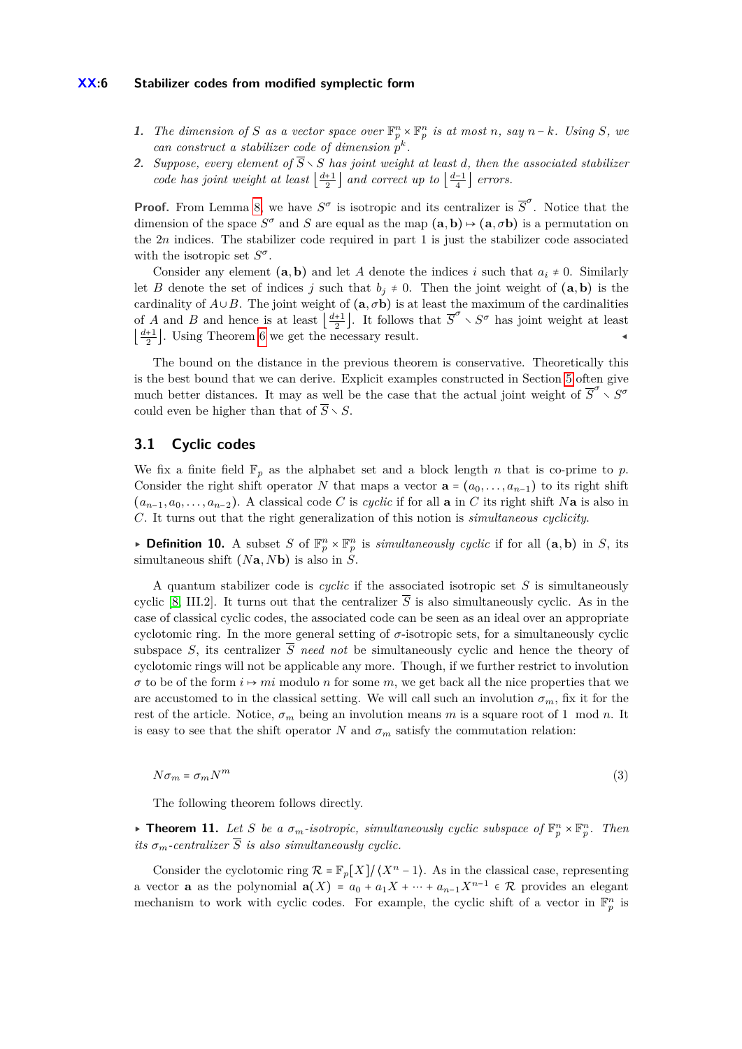1. *The dimension of $S$ as a vector space over $\mathbb{F}_p^n \times \mathbb{F}_p^n$ is at most $n$, say $n-k$. Using $S$, we can construct a stabilizer code of dimension $p^k$.*
2. *Suppose, every element of $\overline{S} \setminus S$ has joint weight at least $d$, then the associated stabilizer code has joint weight at least $\left\lfloor \frac{d+1}{2} \right\rfloor$ and correct up to $\left\lfloor \frac{d-1}{4} \right\rfloor$ errors.*

**Proof.** From Lemma 8, we have $S^\sigma$ is isotropic and its centralizer is $\overline{S}^\sigma$. Notice that the dimension of the space $S^\sigma$ and $S$ are equal as the map $(\mathbf{a}, \mathbf{b}) \mapsto (\mathbf{a}, \sigma\mathbf{b})$ is a permutation on the $2n$ indices. The stabilizer code required in part 1 is just the stabilizer code associated with the isotropic set $S^\sigma$.

Consider any element $(\mathbf{a}, \mathbf{b})$ and let $A$ denote the indices $i$ such that $a_i \neq 0$. Similarly let $B$ denote the set of indices $j$ such that $b_j \neq 0$. Then the joint weight of $(\mathbf{a}, \mathbf{b})$ is the cardinality of $A \cup B$. The joint weight of $(\mathbf{a}, \sigma\mathbf{b})$ is at least the maximum of the cardinalities of $A$ and $B$ and hence is at least $\left\lfloor \frac{d+1}{2} \right\rfloor$. It follows that $\overline{S}^\sigma \setminus S^\sigma$ has joint weight at least $\left\lfloor \frac{d+1}{2} \right\rfloor$. Using Theorem 6 we get the necessary result. ◂

The bound on the distance in the previous theorem is conservative. Theoretically this is the best bound that we can derive. Explicit examples constructed in Section 5 often give much better distances. It may as well be the case that the actual joint weight of $\overline{S}^\sigma \setminus S^\sigma$ could even be higher than that of $\overline{S} \setminus S$.

## 3.1 Cyclic codes

We fix a finite field $\mathbb{F}_p$ as the alphabet set and a block length $n$ that is co-prime to $p$. Consider the right shift operator $N$ that maps a vector $\mathbf{a} = (a_0, \ldots, a_{n-1})$ to its right shift $(a_{n-1}, a_0, \ldots, a_{n-2})$. A classical code $C$ is *cyclic* if for all $\mathbf{a}$ in $C$ its right shift $N\mathbf{a}$ is also in $C$. It turns out that the right generalization of this notion is *simultaneous cyclicity*.

▸ **Definition 10.** A subset $S$ of $\mathbb{F}_p^n \times \mathbb{F}_p^n$ is *simultaneously cyclic* if for all $(\mathbf{a}, \mathbf{b})$ in $S$, its simultaneous shift $(N\mathbf{a}, N\mathbf{b})$ is also in $S$.

A quantum stabilizer code is *cyclic* if the associated isotropic set $S$ is simultaneously cyclic [8, III.2]. It turns out that the centralizer $\overline{S}$ is also simultaneously cyclic. As in the case of classical cyclic codes, the associated code can be seen as an ideal over an appropriate cyclotomic ring. In the more general setting of $\sigma$-isotropic sets, for a simultaneously cyclic subspace $S$, its centralizer $\overline{S}$ *need not* be simultaneously cyclic and hence the theory of cyclotomic rings will not be applicable any more. Though, if we further restrict to involution $\sigma$ to be of the form $i \mapsto mi$ modulo $n$ for some $m$, we get back all the nice properties that we are accustomed to in the classical setting. We will call such an involution $\sigma_m$, fix it for the rest of the article. Notice, $\sigma_m$ being an involution means $m$ is a square root of $1 \mod n$. It is easy to see that the shift operator $N$ and $\sigma_m$ satisfy the commutation relation:

$$N\sigma_m = \sigma_m N^m \tag{3}$$

The following theorem follows directly.

▸ **Theorem 11.** *Let $S$ be a $\sigma_m$-isotropic, simultaneously cyclic subspace of $\mathbb{F}_p^n \times \mathbb{F}_p^n$. Then its $\sigma_m$-centralizer $\overline{S}$ is also simultaneously cyclic.*

Consider the cyclotomic ring $\mathcal{R} = \mathbb{F}_p[X]/\langle X^n - 1 \rangle$. As in the classical case, representing a vector $\mathbf{a}$ as the polynomial $\mathbf{a}(X) = a_0 + a_1 X + \cdots + a_{n-1}X^{n-1} \in \mathcal{R}$ provides an elegant mechanism to work with cyclic codes. For example, the cyclic shift of a vector in $\mathbb{F}_p^n$ is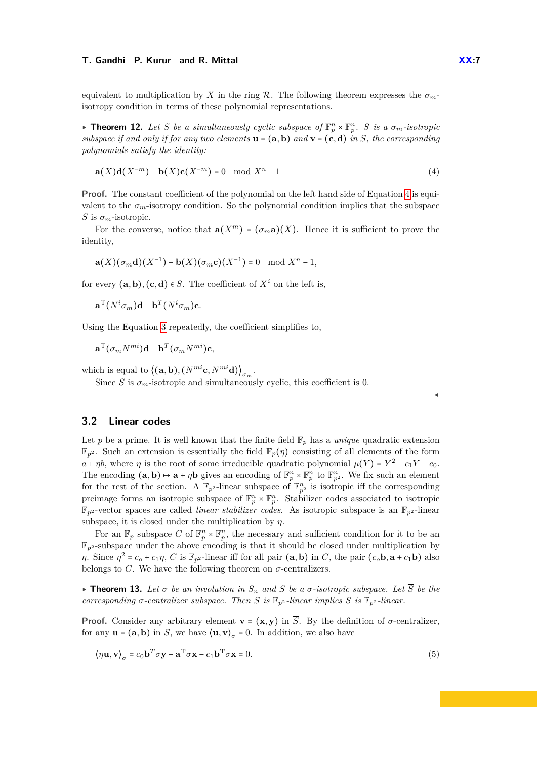equivalent to multiplication by $X$ in the ring $\mathcal{R}$. The following theorem expresses the $\sigma_m$-isotropy condition in terms of these polynomial representations.

▸ **Theorem 12.** *Let $S$ be a simultaneously cyclic subspace of $\mathbb{F}_p^n \times \mathbb{F}_p^n$. $S$ is a $\sigma_m$-isotropic subspace if and only if for any two elements $\mathbf{u} = (\mathbf{a}, \mathbf{b})$ and $\mathbf{v} = (\mathbf{c}, \mathbf{d})$ in $S$, the corresponding polynomials satisfy the identity:*

$$\mathbf{a}(X)\mathbf{d}(X^{-m}) - \mathbf{b}(X)\mathbf{c}(X^{-m}) = 0 \mod X^n - 1 \tag{4}$$

**Proof.** The constant coefficient of the polynomial on the left hand side of Equation 4 is equivalent to the $\sigma_m$-isotropy condition. So the polynomial condition implies that the subspace $S$ is $\sigma_m$-isotropic.

For the converse, notice that $\mathbf{a}(X^m) = (\sigma_m \mathbf{a})(X)$. Hence it is sufficient to prove the identity,

$$\mathbf{a}(X)(\sigma_m \mathbf{d})(X^{-1}) - \mathbf{b}(X)(\sigma_m \mathbf{c})(X^{-1}) = 0 \mod X^n - 1,$$

for every $(\mathbf{a}, \mathbf{b}), (\mathbf{c}, \mathbf{d}) \in S$. The coefficient of $X^i$ on the left is,

$$\mathbf{a}^{\mathrm{T}}(N^i \sigma_m)\mathbf{d} - \mathbf{b}^T(N^i \sigma_m)\mathbf{c}.$$

Using the Equation 3 repeatedly, the coefficient simplifies to,

$$\mathbf{a}^{\mathrm{T}}(\sigma_m N^{mi})\mathbf{d} - \mathbf{b}^T(\sigma_m N^{mi})\mathbf{c},$$

which is equal to $\left\langle (\mathbf{a}, \mathbf{b}), (N^{mi}\mathbf{c}, N^{mi}\mathbf{d}) \right\rangle_{\sigma_m}$.

Since $S$ is $\sigma_m$-isotropic and simultaneously cyclic, this coefficient is 0. ◂

## 3.2 Linear codes

Let $p$ be a prime. It is well known that the finite field $\mathbb{F}_p$ has a *unique* quadratic extension $\mathbb{F}_{p^2}$. Such an extension is essentially the field $\mathbb{F}_p(\eta)$ consisting of all elements of the form $a + \eta b$, where $\eta$ is the root of some irreducible quadratic polynomial $\mu(Y) = Y^2 - c_1 Y - c_0$. The encoding $(\mathbf{a}, \mathbf{b}) \mapsto \mathbf{a} + \eta \mathbf{b}$ gives an encoding of $\mathbb{F}_p^n \times \mathbb{F}_p^n$ to $\mathbb{F}_{p^2}^n$. We fix such an element for the rest of the section. A $\mathbb{F}_{p^2}$-linear subspace of $\mathbb{F}_{p^2}^n$ is isotropic iff the corresponding preimage forms an isotropic subspace of $\mathbb{F}_p^n \times \mathbb{F}_p^n$. Stabilizer codes associated to isotropic $\mathbb{F}_{p^2}$-vector spaces are called *linear stabilizer codes*. As isotropic subspace is an $\mathbb{F}_{p^2}$-linear subspace, it is closed under the multiplication by $\eta$.

For an $\mathbb{F}_p$ subspace $C$ of $\mathbb{F}_p^n \times \mathbb{F}_p^n$, the necessary and sufficient condition for it to be an $\mathbb{F}_{p^2}$-subspace under the above encoding is that it should be closed under multiplication by $\eta$. Since $\eta^2 = c_o + c_1\eta$, $C$ is $\mathbb{F}_{p^2}$-linear iff for all pair $(\mathbf{a}, \mathbf{b})$ in $C$, the pair $(c_o \mathbf{b}, \mathbf{a} + c_1 \mathbf{b})$ also belongs to $C$. We have the following theorem on $\sigma$-centralizers.

▸ **Theorem 13.** *Let $\sigma$ be an involution in $S_n$ and $S$ be a $\sigma$-isotropic subspace. Let $\overline{S}$ be the corresponding $\sigma$-centralizer subspace. Then $S$ is $\mathbb{F}_{p^2}$-linear implies $\overline{S}$ is $\mathbb{F}_{p^2}$-linear.*

**Proof.** Consider any arbitrary element $\mathbf{v} = (\mathbf{x}, \mathbf{y})$ in $\overline{S}$. By the definition of $\sigma$-centralizer, for any $\mathbf{u} = (\mathbf{a}, \mathbf{b})$ in $S$, we have $\langle \mathbf{u}, \mathbf{v} \rangle_\sigma = 0$. In addition, we also have

$$\langle \eta \mathbf{u}, \mathbf{v} \rangle_\sigma = c_0 \mathbf{b}^T \sigma \mathbf{y} - \mathbf{a}^{\mathrm{T}} \sigma \mathbf{x} - c_1 \mathbf{b}^{\mathrm{T}} \sigma \mathbf{x} = 0. \tag{5}$$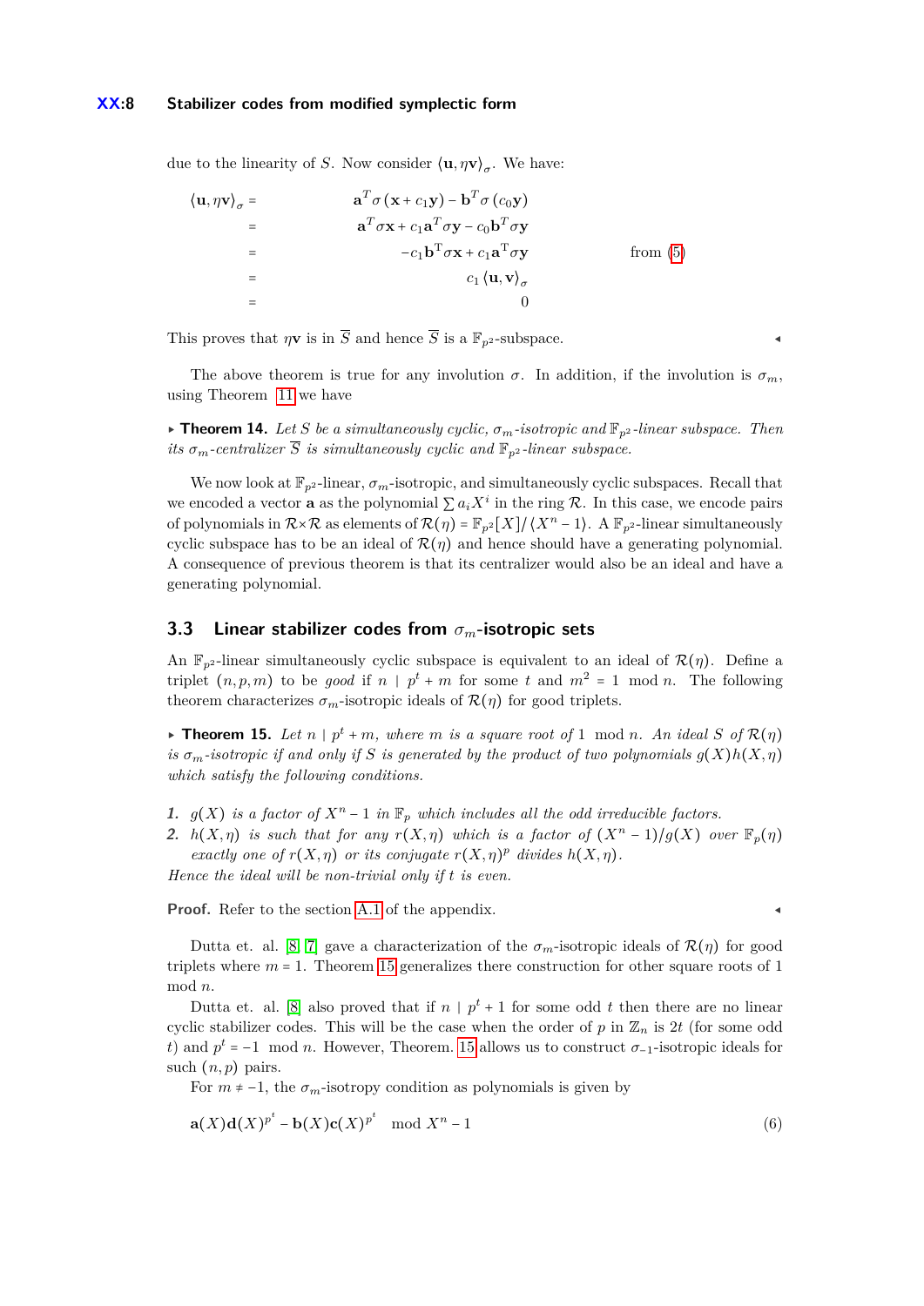due to the linearity of $S$. Now consider $\langle \mathbf{u}, \eta\mathbf{v} \rangle_\sigma$. We have:

$$
\begin{aligned}
\langle \mathbf{u}, \eta\mathbf{v} \rangle_\sigma &= \mathbf{a}^T \sigma(\mathbf{x} + c_1\mathbf{y}) - \mathbf{b}^T \sigma(c_0\mathbf{y}) \\
&= \mathbf{a}^T \sigma\mathbf{x} + c_1\mathbf{a}^T \sigma\mathbf{y} - c_0\mathbf{b}^T \sigma\mathbf{y} \\
&= -c_1\mathbf{b}^T \sigma\mathbf{x} + c_1\mathbf{a}^T \sigma\mathbf{y} && \text{from (5)} \\
&= c_1 \langle \mathbf{u}, \mathbf{v} \rangle_\sigma \\
&= 0
\end{aligned}
$$

This proves that $\eta\mathbf{v}$ is in $\overline{S}$ and hence $\overline{S}$ is a $\mathbb{F}_{p^2}$-subspace. ◂

The above theorem is true for any involution $\sigma$. In addition, if the involution is $\sigma_m$, using Theorem 11 we have

▸ **Theorem 14.** *Let $S$ be a simultaneously cyclic, $\sigma_m$-isotropic and $\mathbb{F}_{p^2}$-linear subspace. Then its $\sigma_m$-centralizer $\overline{S}$ is simultaneously cyclic and $\mathbb{F}_{p^2}$-linear subspace.*

We now look at $\mathbb{F}_{p^2}$-linear, $\sigma_m$-isotropic, and simultaneously cyclic subspaces. Recall that we encoded a vector $\mathbf{a}$ as the polynomial $\sum a_i X^i$ in the ring $\mathcal{R}$. In this case, we encode pairs of polynomials in $\mathcal{R} \times \mathcal{R}$ as elements of $\mathcal{R}(\eta) = \mathbb{F}_{p^2}[X]/\langle X^n - 1 \rangle$. A $\mathbb{F}_{p^2}$-linear simultaneously cyclic subspace has to be an ideal of $\mathcal{R}(\eta)$ and hence should have a generating polynomial. A consequence of previous theorem is that its centralizer would also be an ideal and have a generating polynomial.

## 3.3 Linear stabilizer codes from $\sigma_m$-isotropic sets

An $\mathbb{F}_{p^2}$-linear simultaneously cyclic subspace is equivalent to an ideal of $\mathcal{R}(\eta)$. Define a triplet $(n, p, m)$ to be *good* if $n \mid p^t + m$ for some $t$ and $m^2 = 1 \mod n$. The following theorem characterizes $\sigma_m$-isotropic ideals of $\mathcal{R}(\eta)$ for good triplets.

▸ **Theorem 15.** *Let $n \mid p^t + m$, where $m$ is a square root of $1 \mod n$. An ideal $S$ of $\mathcal{R}(\eta)$ is $\sigma_m$-isotropic if and only if $S$ is generated by the product of two polynomials $g(X)h(X,\eta)$ which satisfy the following conditions.*

1. *$g(X)$ is a factor of $X^n - 1$ in $\mathbb{F}_p$ which includes all the odd irreducible factors.*
2. *$h(X,\eta)$ is such that for any $r(X,\eta)$ which is a factor of $(X^n - 1)/g(X)$ over $\mathbb{F}_p(\eta)$ exactly one of $r(X,\eta)$ or its conjugate $r(X,\eta)^p$ divides $h(X,\eta)$.*

*Hence the ideal will be non-trivial only if $t$ is even.*

**Proof.** Refer to the section A.1 of the appendix. ◂

Dutta et. al. [8] [7] gave a characterization of the $\sigma_m$-isotropic ideals of $\mathcal{R}(\eta)$ for good triplets where $m = 1$. Theorem 15 generalizes there construction for other square roots of 1 mod $n$.

Dutta et. al. [8] also proved that if $n \mid p^t + 1$ for some odd $t$ then there are no linear cyclic stabilizer codes. This will be the case when the order of $p$ in $\mathbb{Z}_n$ is $2t$ (for some odd $t$) and $p^t = -1 \mod n$. However, Theorem. 15 allows us to construct $\sigma_{-1}$-isotropic ideals for such $(n, p)$ pairs.

For $m \neq -1$, the $\sigma_m$-isotropy condition as polynomials is given by

$$
\mathbf{a}(X)\mathbf{d}(X)^{p^t} - \mathbf{b}(X)\mathbf{c}(X)^{p^t} \mod X^n - 1 \tag{6}
$$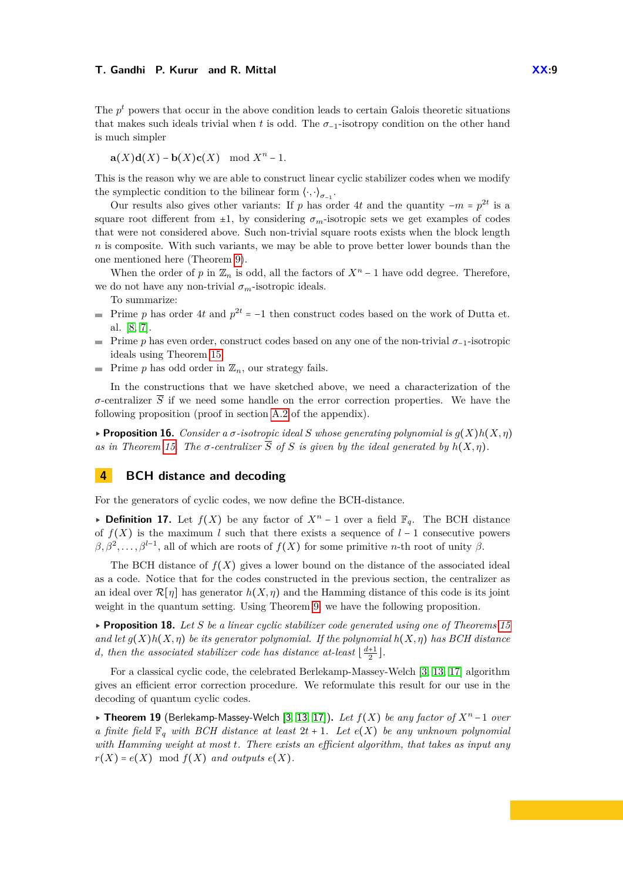The $p^t$ powers that occur in the above condition leads to certain Galois theoretic situations that makes such ideals trivial when $t$ is odd. The $\sigma_{-1}$-isotropy condition on the other hand is much simpler

$$\mathbf{a}(X)\mathbf{d}(X) - \mathbf{b}(X)\mathbf{c}(X) \mod X^n - 1.$$

This is the reason why we are able to construct linear cyclic stabilizer codes when we modify the symplectic condition to the bilinear form $\langle \cdot, \cdot \rangle_{\sigma_{-1}}$.

Our results also gives other variants: If $p$ has order $4t$ and the quantity $-m = p^{2t}$ is a square root different from $\pm 1$, by considering $\sigma_m$-isotropic sets we get examples of codes that were not considered above. Such non-trivial square roots exists when the block length $n$ is composite. With such variants, we may be able to prove better lower bounds than the one mentioned here (Theorem 9).

When the order of $p$ in $\mathbb{Z}_n$ is odd, all the factors of $X^n - 1$ have odd degree. Therefore, we do not have any non-trivial $\sigma_m$-isotropic ideals.

To summarize:

- Prime $p$ has order $4t$ and $p^{2t} = -1$ then construct codes based on the work of Dutta et. al. [8, 7].
- Prime $p$ has even order, construct codes based on any one of the non-trivial $\sigma_{-1}$-isotropic ideals using Theorem 15.
- Prime $p$ has odd order in $\mathbb{Z}_n$, our strategy fails.

In the constructions that we have sketched above, we need a characterization of the $\sigma$-centralizer $\overline{S}$ if we need some handle on the error correction properties. We have the following proposition (proof in section A.2 of the appendix).

▸ **Proposition 16.** *Consider a $\sigma$-isotropic ideal $S$ whose generating polynomial is $g(X)h(X,\eta)$ as in Theorem 15. The $\sigma$-centralizer $\overline{S}$ of $S$ is given by the ideal generated by $h(X,\eta)$.*

## 4 BCH distance and decoding

For the generators of cyclic codes, we now define the BCH-distance.

▸ **Definition 17.** Let $f(X)$ be any factor of $X^n - 1$ over a field $\mathbb{F}_q$. The BCH distance of $f(X)$ is the maximum $l$ such that there exists a sequence of $l - 1$ consecutive powers $\beta, \beta^2, \ldots, \beta^{l-1}$, all of which are roots of $f(X)$ for some primitive $n$-th root of unity $\beta$.

The BCH distance of $f(X)$ gives a lower bound on the distance of the associated ideal as a code. Notice that for the codes constructed in the previous section, the centralizer as an ideal over $\mathcal{R}[\eta]$ has generator $h(X,\eta)$ and the Hamming distance of this code is its joint weight in the quantum setting. Using Theorem 9, we have the following proposition.

▸ **Proposition 18.** *Let $S$ be a linear cyclic stabilizer code generated using one of Theorems 15 and let $g(X)h(X,\eta)$ be its generator polynomial. If the polynomial $h(X,\eta)$ has BCH distance $d$, then the associated stabilizer code has distance at-least $\lfloor \frac{d+1}{2} \rfloor$.*

For a classical cyclic code, the celebrated Berlekamp-Massey-Welch [3, 13, 17] algorithm gives an efficient error correction procedure. We reformulate this result for our use in the decoding of quantum cyclic codes.

▸ **Theorem 19** (Berlekamp-Massey-Welch [3, 13, 17])**.** *Let $f(X)$ be any factor of $X^n - 1$ over a finite field $\mathbb{F}_q$ with BCH distance at least $2t + 1$. Let $e(X)$ be any unknown polynomial with Hamming weight at most $t$. There exists an efficient algorithm, that takes as input any $r(X) = e(X) \mod f(X)$ and outputs $e(X)$.*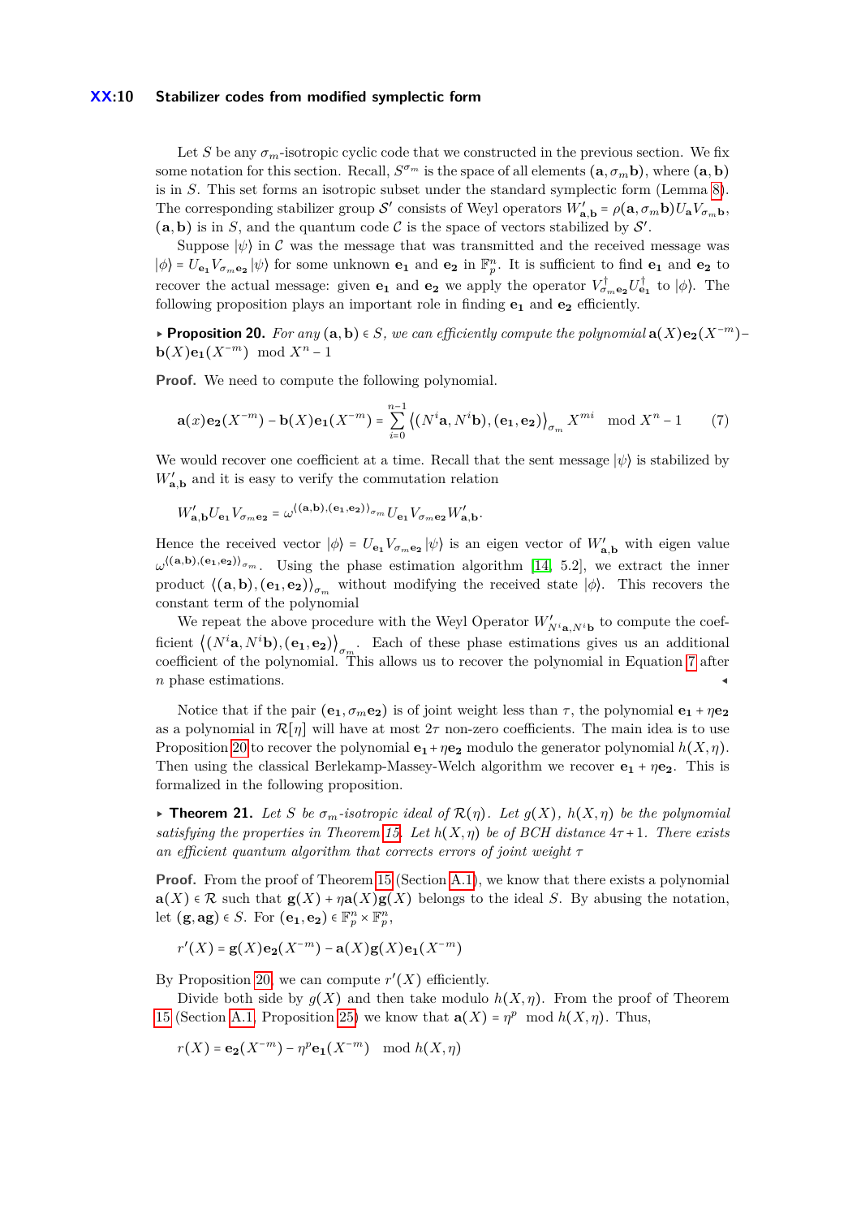Let $S$ be any $\sigma_m$-isotropic cyclic code that we constructed in the previous section. We fix some notation for this section. Recall, $S^{\sigma_m}$ is the space of all elements $(\mathbf{a}, \sigma_m \mathbf{b})$, where $(\mathbf{a}, \mathbf{b})$ is in $S$. This set forms an isotropic subset under the standard symplectic form (Lemma 8). The corresponding stabilizer group $\mathcal{S}'$ consists of Weyl operators $W'_{\mathbf{a},\mathbf{b}} = \rho(\mathbf{a}, \sigma_m \mathbf{b}) U_{\mathbf{a}} V_{\sigma_m \mathbf{b}}$, $(\mathbf{a}, \mathbf{b})$ is in $S$, and the quantum code $\mathcal{C}$ is the space of vectors stabilized by $\mathcal{S}'$.

Suppose $|\psi\rangle$ in $\mathcal{C}$ was the message that was transmitted and the received message was $|\phi\rangle = U_{\mathbf{e_1}} V_{\sigma_m \mathbf{e_2}} |\psi\rangle$ for some unknown $\mathbf{e_1}$ and $\mathbf{e_2}$ in $\mathbb{F}_p^n$. It is sufficient to find $\mathbf{e_1}$ and $\mathbf{e_2}$ to recover the actual message: given $\mathbf{e_1}$ and $\mathbf{e_2}$ we apply the operator $V^{\dagger}_{\sigma_m \mathbf{e_2}} U^{\dagger}_{\mathbf{e_1}}$ to $|\phi\rangle$. The following proposition plays an important role in finding $\mathbf{e_1}$ and $\mathbf{e_2}$ efficiently.

▶ **Proposition 20.** *For any $(\mathbf{a}, \mathbf{b}) \in S$, we can efficiently compute the polynomial $\mathbf{a}(X)\mathbf{e_2}(X^{-m}) - \mathbf{b}(X)\mathbf{e_1}(X^{-m}) \mod X^n - 1$*

**Proof.** We need to compute the following polynomial.

$$\mathbf{a}(x)\mathbf{e_2}(X^{-m}) - \mathbf{b}(X)\mathbf{e_1}(X^{-m}) = \sum_{i=0}^{n-1} \left\langle (N^i \mathbf{a}, N^i \mathbf{b}), (\mathbf{e_1}, \mathbf{e_2}) \right\rangle_{\sigma_m} X^{mi} \mod X^n - 1 \tag{7}$$

We would recover one coefficient at a time. Recall that the sent message $|\psi\rangle$ is stabilized by $W'_{\mathbf{a},\mathbf{b}}$ and it is easy to verify the commutation relation

$$W'_{\mathbf{a},\mathbf{b}} U_{\mathbf{e_1}} V_{\sigma_m \mathbf{e_2}} = \omega^{\langle (\mathbf{a},\mathbf{b}), (\mathbf{e_1},\mathbf{e_2}) \rangle_{\sigma_m}} U_{\mathbf{e_1}} V_{\sigma_m \mathbf{e_2}} W'_{\mathbf{a},\mathbf{b}}.$$

Hence the received vector $|\phi\rangle = U_{\mathbf{e_1}} V_{\sigma_m \mathbf{e_2}} |\psi\rangle$ is an eigen vector of $W'_{\mathbf{a},\mathbf{b}}$ with eigen value $\omega^{\langle (\mathbf{a},\mathbf{b}), (\mathbf{e_1},\mathbf{e_2}) \rangle_{\sigma_m}}$. Using the phase estimation algorithm [14, 5.2], we extract the inner product $\langle (\mathbf{a}, \mathbf{b}), (\mathbf{e_1}, \mathbf{e_2}) \rangle_{\sigma_m}$ without modifying the received state $|\phi\rangle$. This recovers the constant term of the polynomial

We repeat the above procedure with the Weyl Operator $W'_{N^i \mathbf{a}, N^i \mathbf{b}}$ to compute the coefficient $\left\langle (N^i \mathbf{a}, N^i \mathbf{b}), (\mathbf{e_1}, \mathbf{e_2}) \right\rangle_{\sigma_m}$. Each of these phase estimations gives us an additional coefficient of the polynomial. This allows us to recover the polynomial in Equation 7 after $n$ phase estimations. ◀

Notice that if the pair $(\mathbf{e_1}, \sigma_m \mathbf{e_2})$ is of joint weight less than $\tau$, the polynomial $\mathbf{e_1} + \eta \mathbf{e_2}$ as a polynomial in $\mathcal{R}[\eta]$ will have at most $2\tau$ non-zero coefficients. The main idea is to use Proposition 20 to recover the polynomial $\mathbf{e_1} + \eta \mathbf{e_2}$ modulo the generator polynomial $h(X, \eta)$. Then using the classical Berlekamp-Massey-Welch algorithm we recover $\mathbf{e_1} + \eta \mathbf{e_2}$. This is formalized in the following proposition.

▶ **Theorem 21.** *Let $S$ be $\sigma_m$-isotropic ideal of $\mathcal{R}(\eta)$. Let $g(X)$, $h(X, \eta)$ be the polynomial satisfying the properties in Theorem 15. Let $h(X, \eta)$ be of BCH distance $4\tau + 1$. There exists an efficient quantum algorithm that corrects errors of joint weight $\tau$*

**Proof.** From the proof of Theorem 15 (Section A.1), we know that there exists a polynomial $\mathbf{a}(X) \in \mathcal{R}$ such that $\mathbf{g}(X) + \eta \mathbf{a}(X)\mathbf{g}(X)$ belongs to the ideal $S$. By abusing the notation, let $(\mathbf{g}, \mathbf{ag}) \in S$. For $(\mathbf{e_1}, \mathbf{e_2}) \in \mathbb{F}_p^n \times \mathbb{F}_p^n$,

$$r'(X) = \mathbf{g}(X)\mathbf{e_2}(X^{-m}) - \mathbf{a}(X)\mathbf{g}(X)\mathbf{e_1}(X^{-m})$$

By Proposition 20, we can compute $r'(X)$ efficiently.

Divide both side by $g(X)$ and then take modulo $h(X, \eta)$. From the proof of Theorem 15 (Section A.1, Proposition 25) we know that $\mathbf{a}(X) = \eta^p \mod h(X, \eta)$. Thus,

$$r(X) = \mathbf{e_2}(X^{-m}) - \eta^p \mathbf{e_1}(X^{-m}) \mod h(X, \eta)$$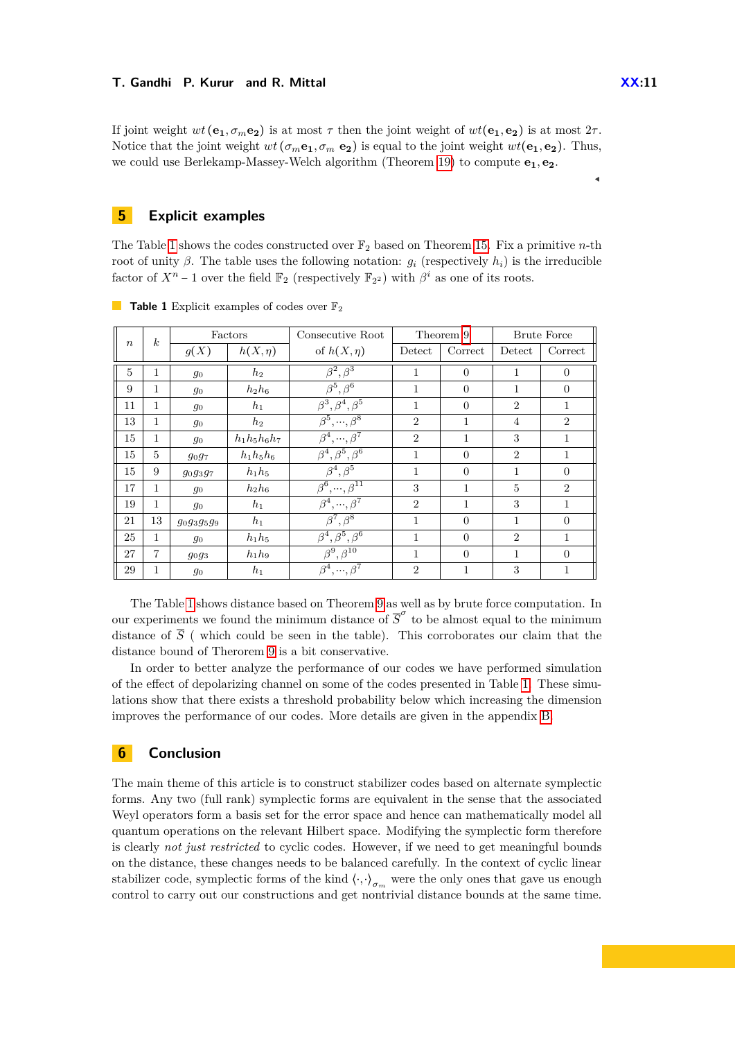If joint weight $wt(\mathbf{e_1}, \sigma_m \mathbf{e_2})$ is at most $\tau$ then the joint weight of $wt(\mathbf{e_1}, \mathbf{e_2})$ is at most $2\tau$. Notice that the joint weight $wt(\sigma_m \mathbf{e_1}, \sigma_m\ \mathbf{e_2})$ is equal to the joint weight $wt(\mathbf{e_1}, \mathbf{e_2})$. Thus, we could use Berlekamp-Massey-Welch algorithm (Theorem 19) to compute $\mathbf{e_1}, \mathbf{e_2}$.

◂

## 5 Explicit examples

The Table 1 shows the codes constructed over $\mathbb{F}_2$ based on Theorem 15. Fix a primitive $n$-th root of unity $\beta$. The table uses the following notation: $g_i$ (respectively $h_i$) is the irreducible factor of $X^n - 1$ over the field $\mathbb{F}_2$ (respectively $\mathbb{F}_{2^2}$) with $\beta^i$ as one of its roots.

**Table 1** Explicit examples of codes over $\mathbb{F}_2$

| $n$ | $k$ | Factors | | Consecutive Root | Theorem 9 | | Brute Force | |
|---|---|---|---|---|---|---|---|---|
| | | $g(X)$ | $h(X,\eta)$ | of $h(X,\eta)$ | Detect | Correct | Detect | Correct |
| 5 | 1 | $g_0$ | $h_2$ | $\beta^2, \beta^3$ | 1 | 0 | 1 | 0 |
| 9 | 1 | $g_0$ | $h_2h_6$ | $\beta^5, \beta^6$ | 1 | 0 | 1 | 0 |
| 11 | 1 | $g_0$ | $h_1$ | $\beta^3, \beta^4, \beta^5$ | 1 | 0 | 2 | 1 |
| 13 | 1 | $g_0$ | $h_2$ | $\beta^5, \cdots, \beta^8$ | 2 | 1 | 4 | 2 |
| 15 | 1 | $g_0$ | $h_1h_5h_6h_7$ | $\beta^4, \cdots, \beta^7$ | 2 | 1 | 3 | 1 |
| 15 | 5 | $g_0g_7$ | $h_1h_5h_6$ | $\beta^4, \beta^5, \beta^6$ | 1 | 0 | 2 | 1 |
| 15 | 9 | $g_0g_3g_7$ | $h_1h_5$ | $\beta^4, \beta^5$ | 1 | 0 | 1 | 0 |
| 17 | 1 | $g_0$ | $h_2h_6$ | $\beta^6, \cdots, \beta^{11}$ | 3 | 1 | 5 | 2 |
| 19 | 1 | $g_0$ | $h_1$ | $\beta^4, \cdots, \beta^7$ | 2 | 1 | 3 | 1 |
| 21 | 13 | $g_0g_3g_5g_9$ | $h_1$ | $\beta^7, \beta^8$ | 1 | 0 | 1 | 0 |
| 25 | 1 | $g_0$ | $h_1h_5$ | $\beta^4, \beta^5, \beta^6$ | 1 | 0 | 2 | 1 |
| 27 | 7 | $g_0g_3$ | $h_1h_9$ | $\beta^9, \beta^{10}$ | 1 | 0 | 1 | 0 |
| 29 | 1 | $g_0$ | $h_1$ | $\beta^4, \cdots, \beta^7$ | 2 | 1 | 3 | 1 |

The Table 1 shows distance based on Theorem 9 as well as by brute force computation. In our experiments we found the minimum distance of $\overline{S}^{\sigma}$ to be almost equal to the minimum distance of $\overline{S}$ ( which could be seen in the table). This corroborates our claim that the distance bound of Therorem 9 is a bit conservative.

In order to better analyze the performance of our codes we have performed simulation of the effect of depolarizing channel on some of the codes presented in Table 1. These simulations show that there exists a threshold probability below which increasing the dimension improves the performance of our codes. More details are given in the appendix B.

## 6 Conclusion

The main theme of this article is to construct stabilizer codes based on alternate symplectic forms. Any two (full rank) symplectic forms are equivalent in the sense that the associated Weyl operators form a basis set for the error space and hence can mathematically model all quantum operations on the relevant Hilbert space. Modifying the symplectic form therefore is clearly *not just restricted* to cyclic codes. However, if we need to get meaningful bounds on the distance, these changes needs to be balanced carefully. In the context of cyclic linear stabilizer code, symplectic forms of the kind $\langle\cdot,\cdot\rangle_{\sigma_m}$ were the only ones that gave us enough control to carry out our constructions and get nontrivial distance bounds at the same time.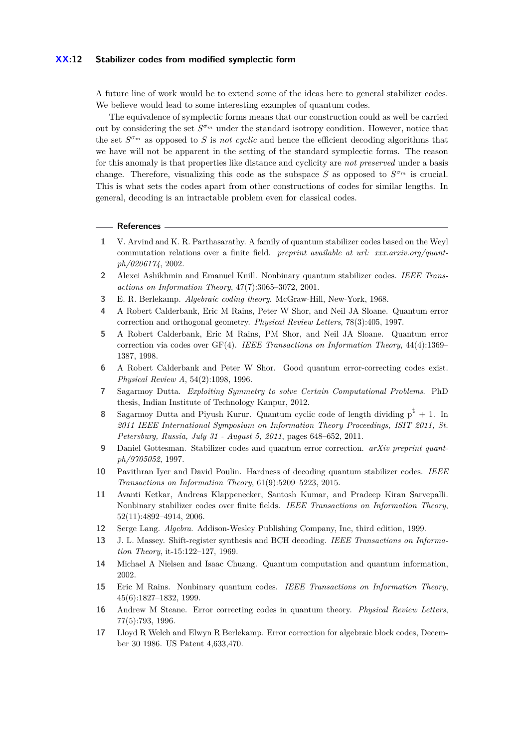A future line of work would be to extend some of the ideas here to general stabilizer codes. We believe would lead to some interesting examples of quantum codes.

The equivalence of symplectic forms means that our construction could as well be carried out by considering the set $S^{\sigma_m}$ under the standard isotropy condition. However, notice that the set $S^{\sigma_m}$ as opposed to $S$ is *not cyclic* and hence the efficient decoding algorithms that we have will not be apparent in the setting of the standard symplectic forms. The reason for this anomaly is that properties like distance and cyclicity are *not preserved* under a basis change. Therefore, visualizing this code as the subspace $S$ as opposed to $S^{\sigma_m}$ is crucial. This is what sets the codes apart from other constructions of codes for similar lengths. In general, decoding is an intractable problem even for classical codes.

## References

1. V. Arvind and K. R. Parthasarathy. A family of quantum stabilizer codes based on the Weyl commutation relations over a finite field. *preprint available at url: xxx.arxiv.org/quant-ph/0206174*, 2002.
2. Alexei Ashikhmin and Emanuel Knill. Nonbinary quantum stabilizer codes. *IEEE Transactions on Information Theory*, 47(7):3065–3072, 2001.
3. E. R. Berlekamp. *Algebraic coding theory*. McGraw-Hill, New-York, 1968.
4. A Robert Calderbank, Eric M Rains, Peter W Shor, and Neil JA Sloane. Quantum error correction and orthogonal geometry. *Physical Review Letters*, 78(3):405, 1997.
5. A Robert Calderbank, Eric M Rains, PM Shor, and Neil JA Sloane. Quantum error correction via codes over GF(4). *IEEE Transactions on Information Theory*, 44(4):1369–1387, 1998.
6. A Robert Calderbank and Peter W Shor. Good quantum error-correcting codes exist. *Physical Review A*, 54(2):1098, 1996.
7. Sagarmoy Dutta. *Exploiting Symmetry to solve Certain Computational Problems*. PhD thesis, Indian Institute of Technology Kanpur, 2012.
8. Sagarmoy Dutta and Piyush Kurur. Quantum cyclic code of length dividing $p^t + 1$. In *2011 IEEE International Symposium on Information Theory Proceedings, ISIT 2011, St. Petersburg, Russia, July 31 - August 5, 2011*, pages 648–652, 2011.
9. Daniel Gottesman. Stabilizer codes and quantum error correction. *arXiv preprint quant-ph/9705052*, 1997.
10. Pavithran Iyer and David Poulin. Hardness of decoding quantum stabilizer codes. *IEEE Transactions on Information Theory*, 61(9):5209–5223, 2015.
11. Avanti Ketkar, Andreas Klappenecker, Santosh Kumar, and Pradeep Kiran Sarvepalli. Nonbinary stabilizer codes over finite fields. *IEEE Transactions on Information Theory*, 52(11):4892–4914, 2006.
12. Serge Lang. *Algebra*. Addison-Wesley Publishing Company, Inc, third edition, 1999.
13. J. L. Massey. Shift-register synthesis and BCH decoding. *IEEE Transactions on Information Theory*, it-15:122–127, 1969.
14. Michael A Nielsen and Isaac Chuang. Quantum computation and quantum information, 2002.
15. Eric M Rains. Nonbinary quantum codes. *IEEE Transactions on Information Theory*, 45(6):1827–1832, 1999.
16. Andrew M Steane. Error correcting codes in quantum theory. *Physical Review Letters*, 77(5):793, 1996.
17. Lloyd R Welch and Elwyn R Berlekamp. Error correction for algebraic block codes, December 30 1986. US Patent 4,633,470.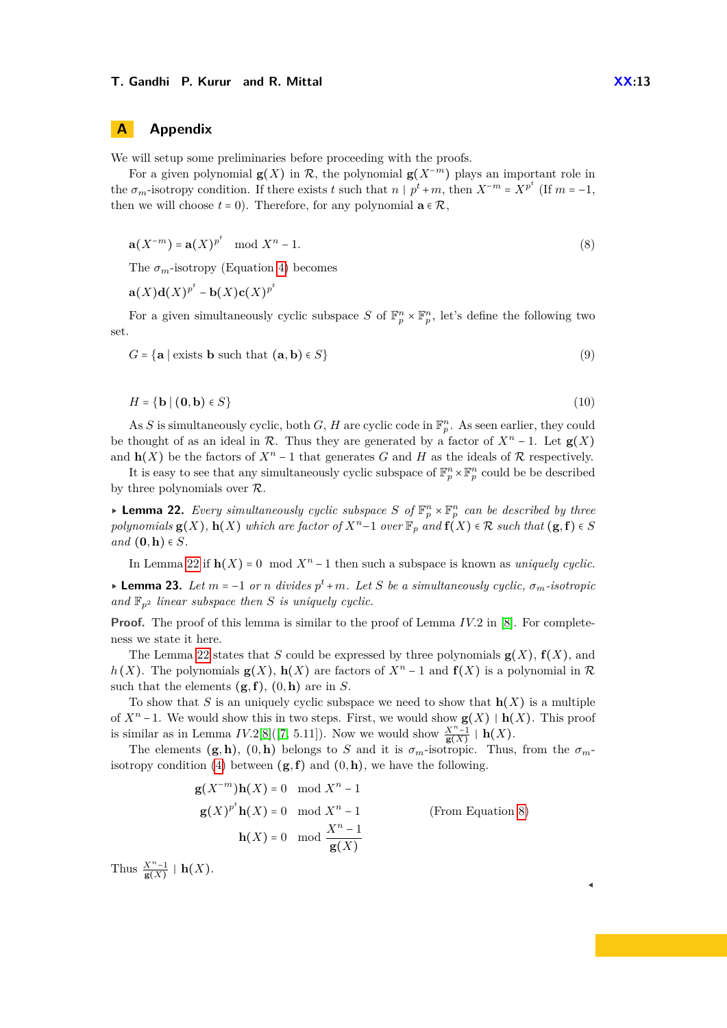# A Appendix

We will setup some preliminaries before proceeding with the proofs.

For a given polynomial $\mathbf{g}(X)$ in $\mathcal{R}$, the polynomial $\mathbf{g}(X^{-m})$ plays an important role in the $\sigma_m$-isotropy condition. If there exists $t$ such that $n \mid p^t + m$, then $X^{-m} = X^{p^t}$ (If $m = -1$, then we will choose $t = 0$). Therefore, for any polynomial $\mathbf{a} \in \mathcal{R}$,

$$\mathbf{a}(X^{-m}) = \mathbf{a}(X)^{p^t} \mod X^n - 1. \tag{8}$$

The $\sigma_m$-isotropy (Equation 4) becomes

$$\mathbf{a}(X)\mathbf{d}(X)^{p^t} - \mathbf{b}(X)\mathbf{c}(X)^{p^t}$$

For a given simultaneously cyclic subspace $S$ of $\mathbb{F}_p^n \times \mathbb{F}_p^n$, let's define the following two set.

$$G = \{\mathbf{a} \mid \text{exists } \mathbf{b} \text{ such that } (\mathbf{a}, \mathbf{b}) \in S\} \tag{9}$$

$$H = \{\mathbf{b} \mid (\mathbf{0}, \mathbf{b}) \in S\} \tag{10}$$

As $S$ is simultaneously cyclic, both $G$, $H$ are cyclic code in $\mathbb{F}_p^n$. As seen earlier, they could be thought of as an ideal in $\mathcal{R}$. Thus they are generated by a factor of $X^n - 1$. Let $\mathbf{g}(X)$ and $\mathbf{h}(X)$ be the factors of $X^n - 1$ that generates $G$ and $H$ as the ideals of $\mathcal{R}$ respectively.

It is easy to see that any simultaneously cyclic subspace of $\mathbb{F}_p^n \times \mathbb{F}_p^n$ could be be described by three polynomials over $\mathcal{R}$.

▸ **Lemma 22.** *Every simultaneously cyclic subspace $S$ of $\mathbb{F}_p^n \times \mathbb{F}_p^n$ can be described by three polynomials $\mathbf{g}(X)$, $\mathbf{h}(X)$ which are factor of $X^n-1$ over $\mathbb{F}_p$ and $\mathbf{f}(X) \in \mathcal{R}$ such that $(\mathbf{g}, \mathbf{f}) \in S$ and $(\mathbf{0}, \mathbf{h}) \in S$.*

In Lemma 22 if $\mathbf{h}(X) = 0 \mod X^n - 1$ then such a subspace is known as *uniquely cyclic.*

▸ **Lemma 23.** *Let $m = -1$ or $n$ divides $p^t + m$. Let $S$ be a simultaneously cyclic, $\sigma_m$-isotropic and $\mathbb{F}_{p^2}$ linear subspace then $S$ is uniquely cyclic.*

**Proof.** The proof of this lemma is similar to the proof of Lemma $IV.2$ in [8]. For completeness we state it here.

The Lemma 22 states that $S$ could be expressed by three polynomials $\mathbf{g}(X)$, $\mathbf{f}(X)$, and $h(X)$. The polynomials $\mathbf{g}(X)$, $\mathbf{h}(X)$ are factors of $X^n - 1$ and $\mathbf{f}(X)$ is a polynomial in $\mathcal{R}$ such that the elements $(\mathbf{g}, \mathbf{f})$, $(0, \mathbf{h})$ are in $S$.

To show that $S$ is an uniquely cyclic subspace we need to show that $\mathbf{h}(X)$ is a multiple of $X^n - 1$. We would show this in two steps. First, we would show $\mathbf{g}(X) \mid \mathbf{h}(X)$. This proof is similar as in Lemma $IV.2$[8]([7, 5.11]). Now we would show $\frac{X^n-1}{\mathbf{g}(X)} \mid \mathbf{h}(X)$.

The elements $(\mathbf{g}, \mathbf{h})$, $(0, \mathbf{h})$ belongs to $S$ and it is $\sigma_m$-isotropic. Thus, from the $\sigma_m$-isotropy condition (4) between $(\mathbf{g}, \mathbf{f})$ and $(0, \mathbf{h})$, we have the following.

$$\begin{aligned}
\mathbf{g}(X^{-m})\mathbf{h}(X) &= 0 \mod X^n - 1 \\
\mathbf{g}(X)^{p^t}\mathbf{h}(X) &= 0 \mod X^n - 1 \qquad \text{(From Equation 8)} \\
\mathbf{h}(X) &= 0 \mod \frac{X^n - 1}{\mathbf{g}(X)}
\end{aligned}$$

Thus $\frac{X^n-1}{\mathbf{g}(X)} \mid \mathbf{h}(X)$. ◂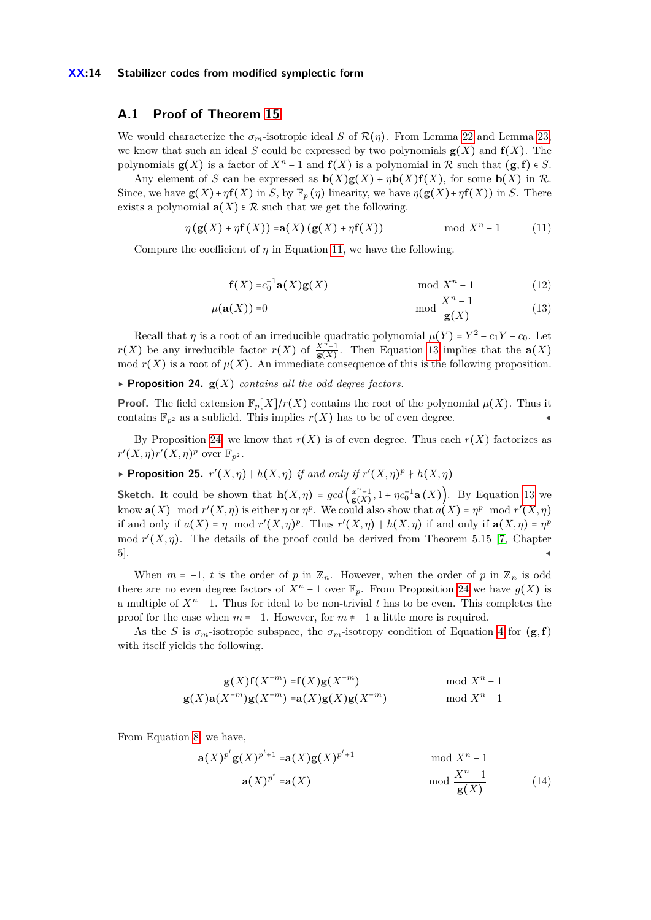## A.1 Proof of Theorem 15

We would characterize the $\sigma_m$-isotropic ideal $S$ of $\mathcal{R}(\eta)$. From Lemma 22 and Lemma 23, we know that such an ideal $S$ could be expressed by two polynomials $\mathbf{g}(X)$ and $\mathbf{f}(X)$. The polynomials $\mathbf{g}(X)$ is a factor of $X^n - 1$ and $\mathbf{f}(X)$ is a polynomial in $\mathcal{R}$ such that $(\mathbf{g}, \mathbf{f}) \in S$.

Any element of $S$ can be expressed as $\mathbf{b}(X)\mathbf{g}(X) + \eta\mathbf{b}(X)\mathbf{f}(X)$, for some $\mathbf{b}(X)$ in $\mathcal{R}$. Since, we have $\mathbf{g}(X) + \eta\mathbf{f}(X)$ in $S$, by $\mathbb{F}_p(\eta)$ linearity, we have $\eta(\mathbf{g}(X) + \eta\mathbf{f}(X))$ in $S$. There exists a polynomial $\mathbf{a}(X) \in \mathcal{R}$ such that we get the following.

$$\eta(\mathbf{g}(X) + \eta\mathbf{f}(X)) = \mathbf{a}(X)(\mathbf{g}(X) + \eta\mathbf{f}(X)) \qquad \mod X^n - 1 \tag{11}$$

Compare the coefficient of $\eta$ in Equation 11, we have the following.

$$\mathbf{f}(X) = c_0^{-1}\mathbf{a}(X)\mathbf{g}(X) \qquad \mod X^n - 1 \tag{12}$$

$$\mu(\mathbf{a}(X)) = 0 \qquad \mod \frac{X^n - 1}{\mathbf{g}(X)} \tag{13}$$

Recall that $\eta$ is a root of an irreducible quadratic polynomial $\mu(Y) = Y^2 - c_1 Y - c_0$. Let $r(X)$ be any irreducible factor $r(X)$ of $\frac{X^n-1}{\mathbf{g}(X)}$. Then Equation 13 implies that the $\mathbf{a}(X)$ mod $r(X)$ is a root of $\mu(X)$. An immediate consequence of this is the following proposition.

▸ **Proposition 24.** $\mathbf{g}(X)$ *contains all the odd degree factors.*

**Proof.** The field extension $\mathbb{F}_p[X]/r(X)$ contains the root of the polynomial $\mu(X)$. Thus it contains $\mathbb{F}_{p^2}$ as a subfield. This implies $r(X)$ has to be of even degree. ◂

By Proposition 24 we know that $r(X)$ is of even degree. Thus each $r(X)$ factorizes as $r'(X,\eta)r'(X,\eta)^p$ over $\mathbb{F}_{p^2}$.

▸ **Proposition 25.** $r'(X,\eta) \mid h(X,\eta)$ *if and only if* $r'(X,\eta)^p \nmid h(X,\eta)$

**Sketch.** It could be shown that $\mathbf{h}(X,\eta) = gcd\left(\frac{x^n-1}{\mathbf{g}(X)}, 1 + \eta c_0^{-1}\mathbf{a}(X)\right)$. By Equation 13 we know $\mathbf{a}(X) \mod r'(X,\eta)$ is either $\eta$ or $\eta^p$. We could also show that $a(X) = \eta^p \mod r'(X,\eta)$ if and only if $a(X) = \eta \mod r'(X,\eta)^p$. Thus $r'(X,\eta) \mid h(X,\eta)$ if and only if $\mathbf{a}(X,\eta) = \eta^p \mod r'(X,\eta)$. The details of the proof could be derived from Theorem 5.15 [7, Chapter 5]. ◂

When $m = -1$, $t$ is the order of $p$ in $\mathbb{Z}_n$. However, when the order of $p$ in $\mathbb{Z}_n$ is odd there are no even degree factors of $X^n - 1$ over $\mathbb{F}_p$. From Proposition 24 we have $g(X)$ is a multiple of $X^n - 1$. Thus for ideal to be non-trivial $t$ has to be even. This completes the proof for the case when $m = -1$. However, for $m \neq -1$ a little more is required.

As the $S$ is $\sigma_m$-isotropic subspace, the $\sigma_m$-isotropy condition of Equation 4 for $(\mathbf{g}, \mathbf{f})$ with itself yields the following.

$$\mathbf{g}(X)\mathbf{f}(X^{-m}) = \mathbf{f}(X)\mathbf{g}(X^{-m}) \qquad \mod X^n - 1$$

$$\mathbf{g}(X)\mathbf{a}(X^{-m})\mathbf{g}(X^{-m}) = \mathbf{a}(X)\mathbf{g}(X)\mathbf{g}(X^{-m}) \qquad \mod X^n - 1$$

From Equation 8, we have,

$$\mathbf{a}(X)^{p^t}\mathbf{g}(X)^{p^t+1} = \mathbf{a}(X)\mathbf{g}(X)^{p^t+1} \qquad \mod X^n - 1$$

$$\mathbf{a}(X)^{p^t} = \mathbf{a}(X) \qquad \mod \frac{X^n - 1}{\mathbf{g}(X)} \tag{14}$$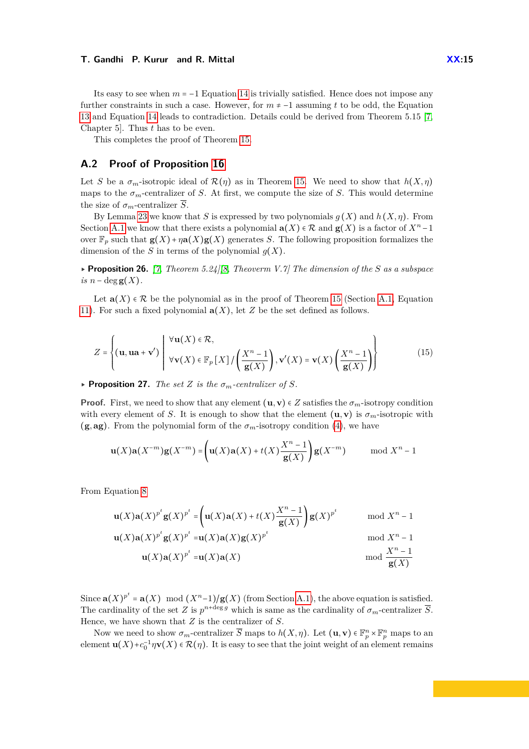Its easy to see when $m = -1$ Equation 14 is trivially satisfied. Hence does not impose any further constraints in such a case. However, for $m \neq -1$ assuming $t$ to be odd, the Equation 13 and Equation 14 leads to contradiction. Details could be derived from Theorem 5.15 [7, Chapter 5]. Thus $t$ has to be even.

This completes the proof of Theorem 15.

## A.2 Proof of Proposition 16

Let $S$ be a $\sigma_m$-isotropic ideal of $\mathcal{R}(\eta)$ as in Theorem 15. We need to show that $h(X,\eta)$ maps to the $\sigma_m$-centralizer of $S$. At first, we compute the size of $S$. This would determine the size of $\sigma_m$-centralizer $\overline{S}$.

By Lemma 23 we know that $S$ is expressed by two polynomials $g(X)$ and $h(X,\eta)$. From Section A.1 we know that there exists a polynomial $\mathbf{a}(X) \in \mathcal{R}$ and $\mathbf{g}(X)$ is a factor of $X^n - 1$ over $\mathbb{F}_p$ such that $\mathbf{g}(X) + \eta\mathbf{a}(X)\mathbf{g}(X)$ generates $S$. The following proposition formalizes the dimension of the $S$ in terms of the polynomial $g(X)$.

▸ **Proposition 26.** *[7, Theorem 5.24][8, Theoverm V.7] The dimension of the $S$ as a subspace is $n - \deg \mathbf{g}(X)$.*

Let $\mathbf{a}(X) \in \mathcal{R}$ be the polynomial as in the proof of Theorem 15 (Section A.1, Equation 11). For such a fixed polynomial $\mathbf{a}(X)$, let $Z$ be the set defined as follows.

$$Z = \left\{ (\mathbf{u}, \mathbf{ua} + \mathbf{v}') \;\middle|\; \begin{array}{l} \forall \mathbf{u}(X) \in \mathcal{R}, \\ \forall \mathbf{v}(X) \in \mathbb{F}_p[X] / \left( \dfrac{X^n - 1}{\mathbf{g}(X)} \right), \mathbf{v}'(X) = \mathbf{v}(X) \left( \dfrac{X^n - 1}{\mathbf{g}(X)} \right) \end{array} \right\} \tag{15}$$

▸ **Proposition 27.** *The set $Z$ is the $\sigma_m$-centralizer of $S$.*

**Proof.** First, we need to show that any element $(\mathbf{u}, \mathbf{v}) \in Z$ satisfies the $\sigma_m$-isotropy condition with every element of $S$. It is enough to show that the element $(\mathbf{u}, \mathbf{v})$ is $\sigma_m$-isotropic with $(\mathbf{g}, \mathbf{ag})$. From the polynomial form of the $\sigma_m$-isotropy condition (4), we have

$$\mathbf{u}(X)\mathbf{a}(X^{-m})\mathbf{g}(X^{-m}) = \left( \mathbf{u}(X)\mathbf{a}(X) + t(X)\frac{X^n - 1}{\mathbf{g}(X)} \right) \mathbf{g}(X^{-m}) \qquad \bmod X^n - 1$$

From Equation 8

$$\begin{aligned}
\mathbf{u}(X)\mathbf{a}(X)^{p^t}\mathbf{g}(X)^{p^t} &= \left( \mathbf{u}(X)\mathbf{a}(X) + t(X)\frac{X^n - 1}{\mathbf{g}(X)} \right) \mathbf{g}(X)^{p^t} && \bmod X^n - 1 \\
\mathbf{u}(X)\mathbf{a}(X)^{p^t}\mathbf{g}(X)^{p^t} &= \mathbf{u}(X)\mathbf{a}(X)\mathbf{g}(X)^{p^t} && \bmod X^n - 1 \\
\mathbf{u}(X)\mathbf{a}(X)^{p^t} &= \mathbf{u}(X)\mathbf{a}(X) && \bmod \frac{X^n - 1}{\mathbf{g}(X)}
\end{aligned}$$

Since $\mathbf{a}(X)^{p^t} = \mathbf{a}(X) \mod (X^n - 1)/\mathbf{g}(X)$ (from Section A.1), the above equation is satisfied. The cardinality of the set $Z$ is $p^{n + \deg g}$ which is same as the cardinality of $\sigma_m$-centralizer $\overline{S}$. Hence, we have shown that $Z$ is the centralizer of $S$.

Now we need to show $\sigma_m$-centralizer $\overline{S}$ maps to $h(X,\eta)$. Let $(\mathbf{u}, \mathbf{v}) \in \mathbb{F}_p^n \times \mathbb{F}_p^n$ maps to an element $\mathbf{u}(X) + c_0^{-1}\eta\mathbf{v}(X) \in \mathcal{R}(\eta)$. It is easy to see that the joint weight of an element remains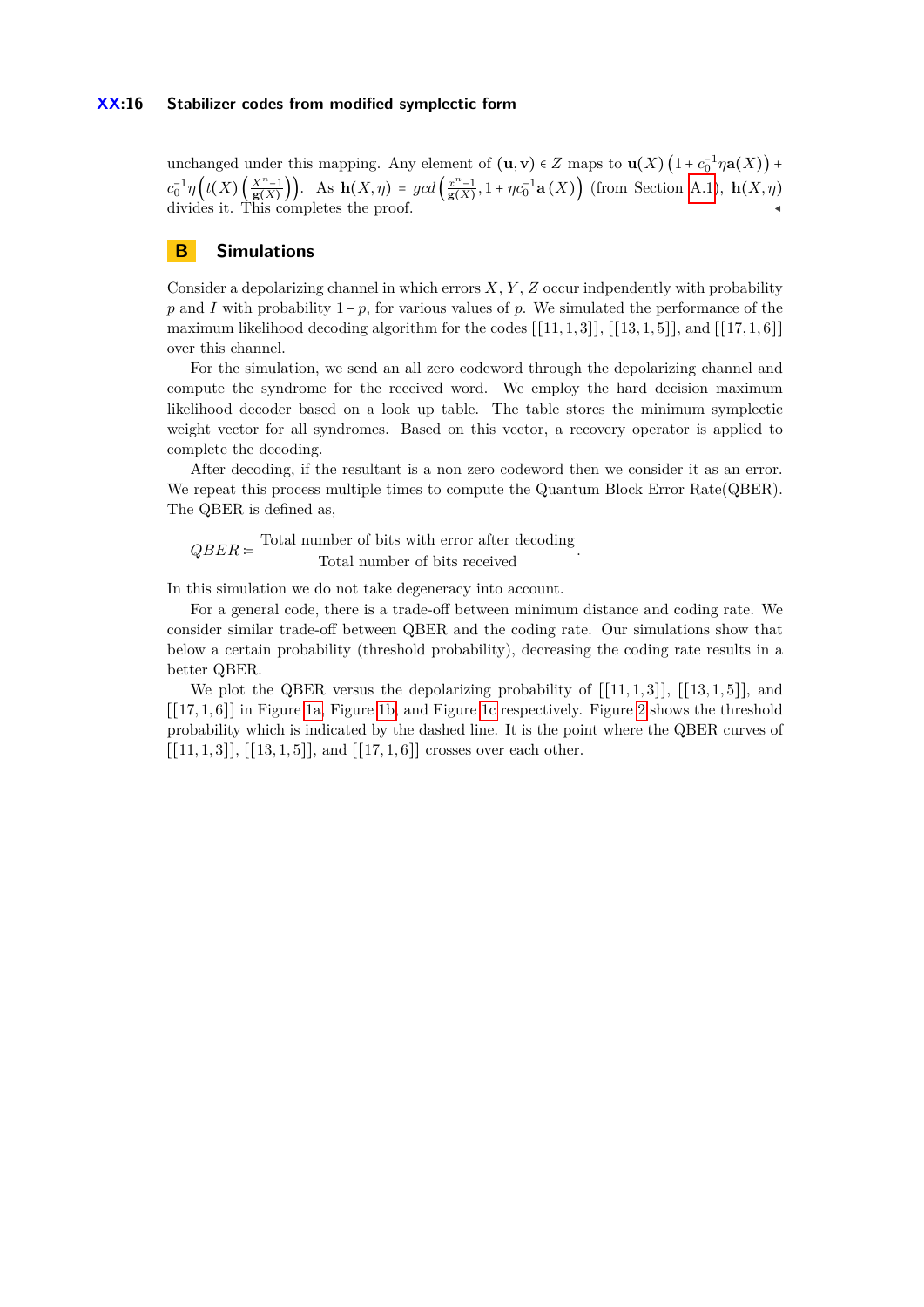unchanged under this mapping. Any element of $(\mathbf{u}, \mathbf{v}) \in Z$ maps to $\mathbf{u}(X)\left(1 + c_0^{-1}\eta\mathbf{a}(X)\right) + c_0^{-1}\eta\left(t(X)\left(\frac{X^n-1}{\mathbf{g}(X)}\right)\right)$. As $\mathbf{h}(X,\eta) = gcd\left(\frac{x^n-1}{\mathbf{g}(X)}, 1 + \eta c_0^{-1}\mathbf{a}(X)\right)$ (from Section A.1), $\mathbf{h}(X,\eta)$ divides it. This completes the proof. ◂

## B Simulations

Consider a depolarizing channel in which errors $X$, $Y$, $Z$ occur indpendently with probability $p$ and $I$ with probability $1-p$, for various values of $p$. We simulated the performance of the maximum likelihood decoding algorithm for the codes $[[11,1,3]]$, $[[13,1,5]]$, and $[[17,1,6]]$ over this channel.

For the simulation, we send an all zero codeword through the depolarizing channel and compute the syndrome for the received word. We employ the hard decision maximum likelihood decoder based on a look up table. The table stores the minimum symplectic weight vector for all syndromes. Based on this vector, a recovery operator is applied to complete the decoding.

After decoding, if the resultant is a non zero codeword then we consider it as an error. We repeat this process multiple times to compute the Quantum Block Error Rate(QBER). The QBER is defined as,

$$QBER \coloneqq \frac{\text{Total number of bits with error after decoding}}{\text{Total number of bits received}}.$$

In this simulation we do not take degeneracy into account.

For a general code, there is a trade-off between minimum distance and coding rate. We consider similar trade-off between QBER and the coding rate. Our simulations show that below a certain probability (threshold probability), decreasing the coding rate results in a better QBER.

We plot the QBER versus the depolarizing probability of $[[11,1,3]]$, $[[13,1,5]]$, and $[[17,1,6]]$ in Figure 1a, Figure 1b, and Figure 1c respectively. Figure 2 shows the threshold probability which is indicated by the dashed line. It is the point where the QBER curves of $[[11,1,3]]$, $[[13,1,5]]$, and $[[17,1,6]]$ crosses over each other.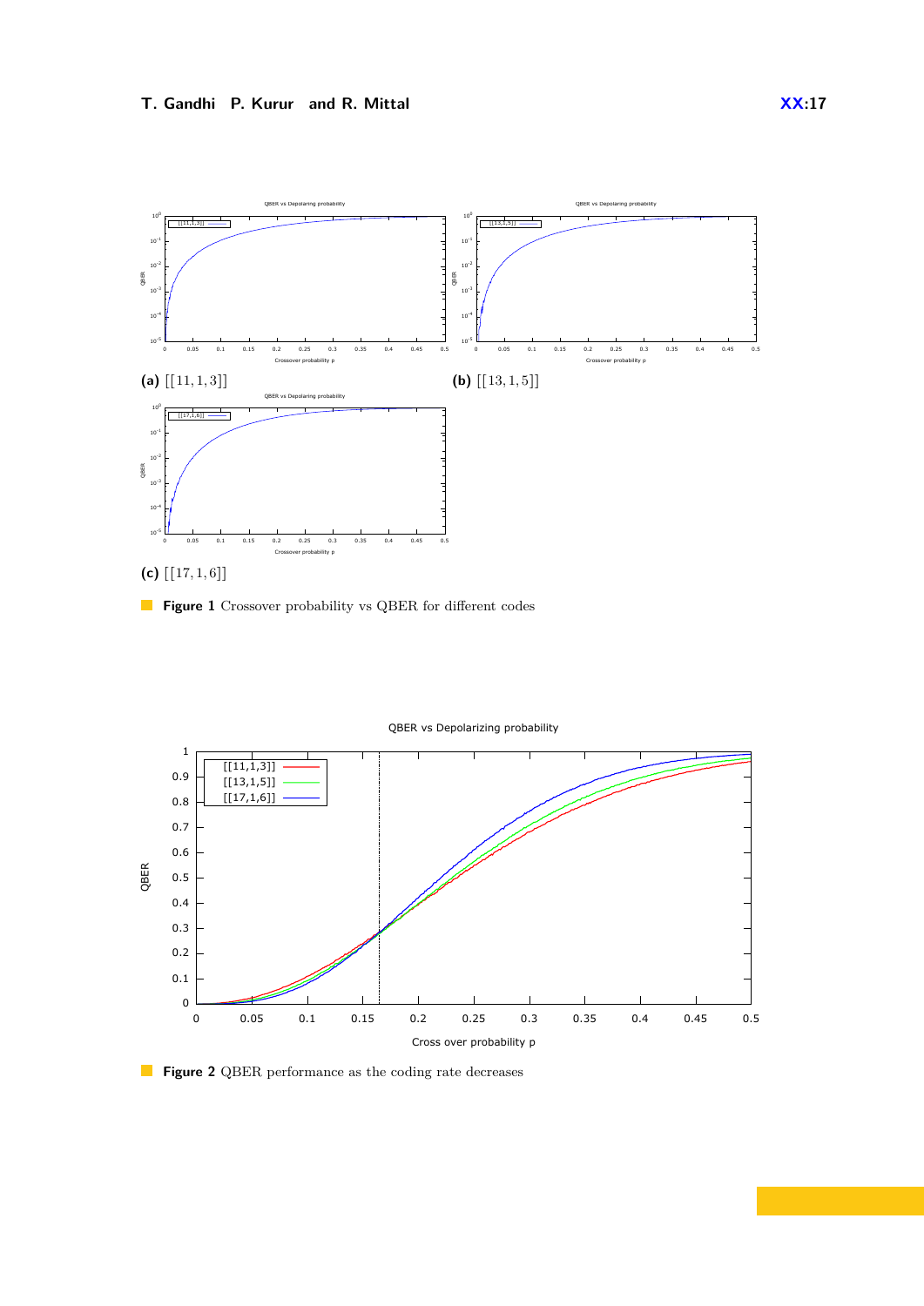QBER vs Depolaring probability

[[11,1,3]]

QBER

$10^{0}$

$10^{-1}$

$10^{-2}$

$10^{-3}$

$10^{-4}$

$10^{-5}$

0 0.05 0.1 0.15 0.2 0.25 0.3 0.35 0.4 0.45 0.5

Crossover probability p

**(a)** $[[11, 1, 3]]$

QBER vs Depolaring probability

[[13,1,5]]

QBER

$10^{0}$

$10^{-1}$

$10^{-2}$

$10^{-3}$

$10^{-4}$

$10^{-5}$

0 0.05 0.1 0.15 0.2 0.25 0.3 0.35 0.4 0.45 0.5

Crossover probability p

**(b)** $[[13, 1, 5]]$

QBER vs Depolaring probability

[[17,1,6]]

QBER

$10^{0}$

$10^{-1}$

$10^{-2}$

$10^{-3}$

$10^{-4}$

$10^{-5}$

0 0.05 0.1 0.15 0.2 0.25 0.3 0.35 0.4 0.45 0.5

Crossover probability p

**(c)** $[[17, 1, 6]]$

**Figure 1** Crossover probability vs QBER for different codes

QBER vs Depolarizing probability

[[11,1,3]]
[[13,1,5]]
[[17,1,6]]

QBER

1
0.9
0.8
0.7
0.6
0.5
0.4
0.3
0.2
0.1
0

0 0.05 0.1 0.15 0.2 0.25 0.3 0.35 0.4 0.45 0.5

Cross over probability p

**Figure 2** QBER performance as the coding rate decreases